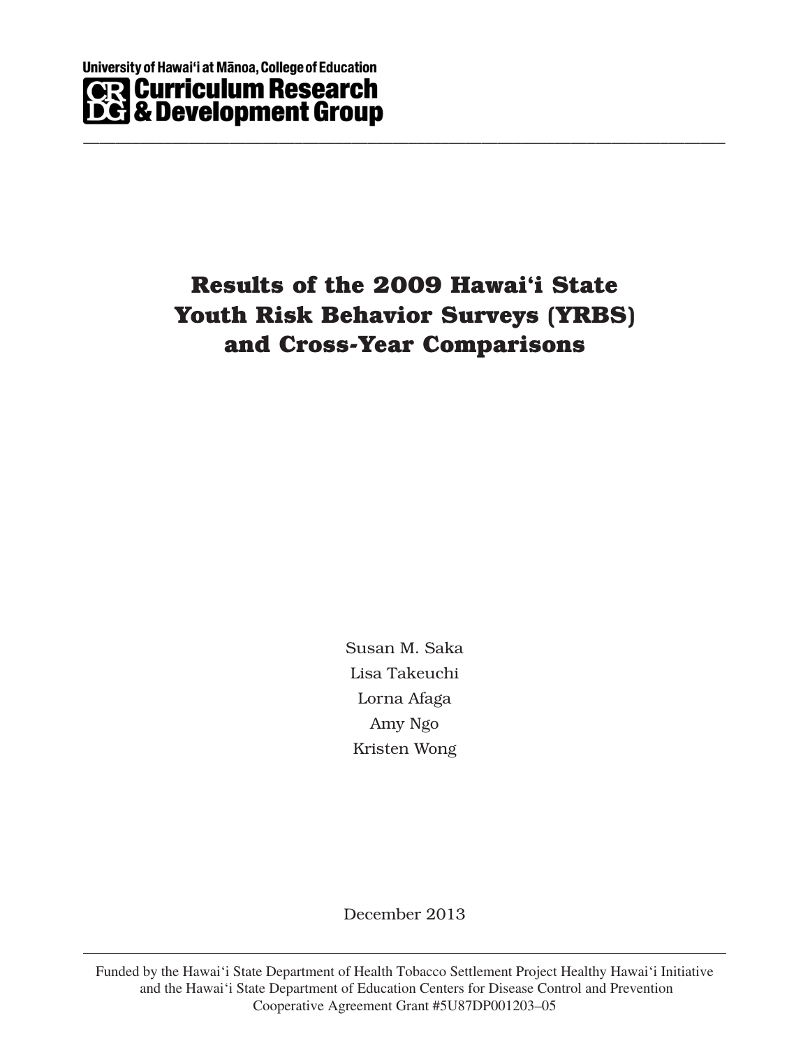University of Hawaiʻi at Mānoa, College of Education

**Curriculum Research & Development Group**

# Results of the 2009 Hawaiʻi State Youth Risk Behavior Surveys (YRBS) and Cross-Year Comparisons

Susan M. Saka

Lisa Takeuchi

Lorna Afaga

Amy Ngo

Kristen Wong

December 2013

Funded by the Hawaiʻi State Department of Health Tobacco Settlement Project Healthy Hawaiʻi Initiative and the Hawaiʻi State Department of Education Centers for Disease Control and Prevention Cooperative Agreement Grant #5U87DP001203–05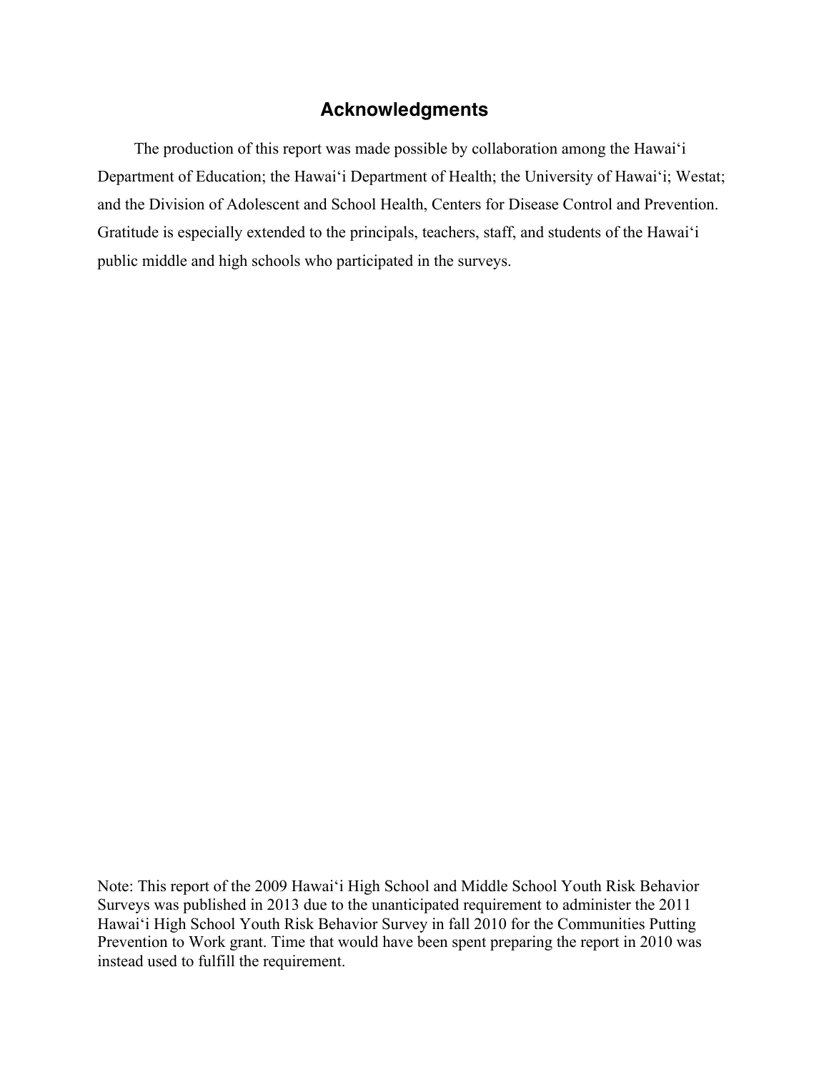## Acknowledgments

The production of this report was made possible by collaboration among the Hawaiʻi Department of Education; the Hawaiʻi Department of Health; the University of Hawaiʻi; Westat; and the Division of Adolescent and School Health, Centers for Disease Control and Prevention. Gratitude is especially extended to the principals, teachers, staff, and students of the Hawaiʻi public middle and high schools who participated in the surveys.

Note: This report of the 2009 Hawaiʻi High School and Middle School Youth Risk Behavior Surveys was published in 2013 due to the unanticipated requirement to administer the 2011 Hawaiʻi High School Youth Risk Behavior Survey in fall 2010 for the Communities Putting Prevention to Work grant. Time that would have been spent preparing the report in 2010 was instead used to fulfill the requirement.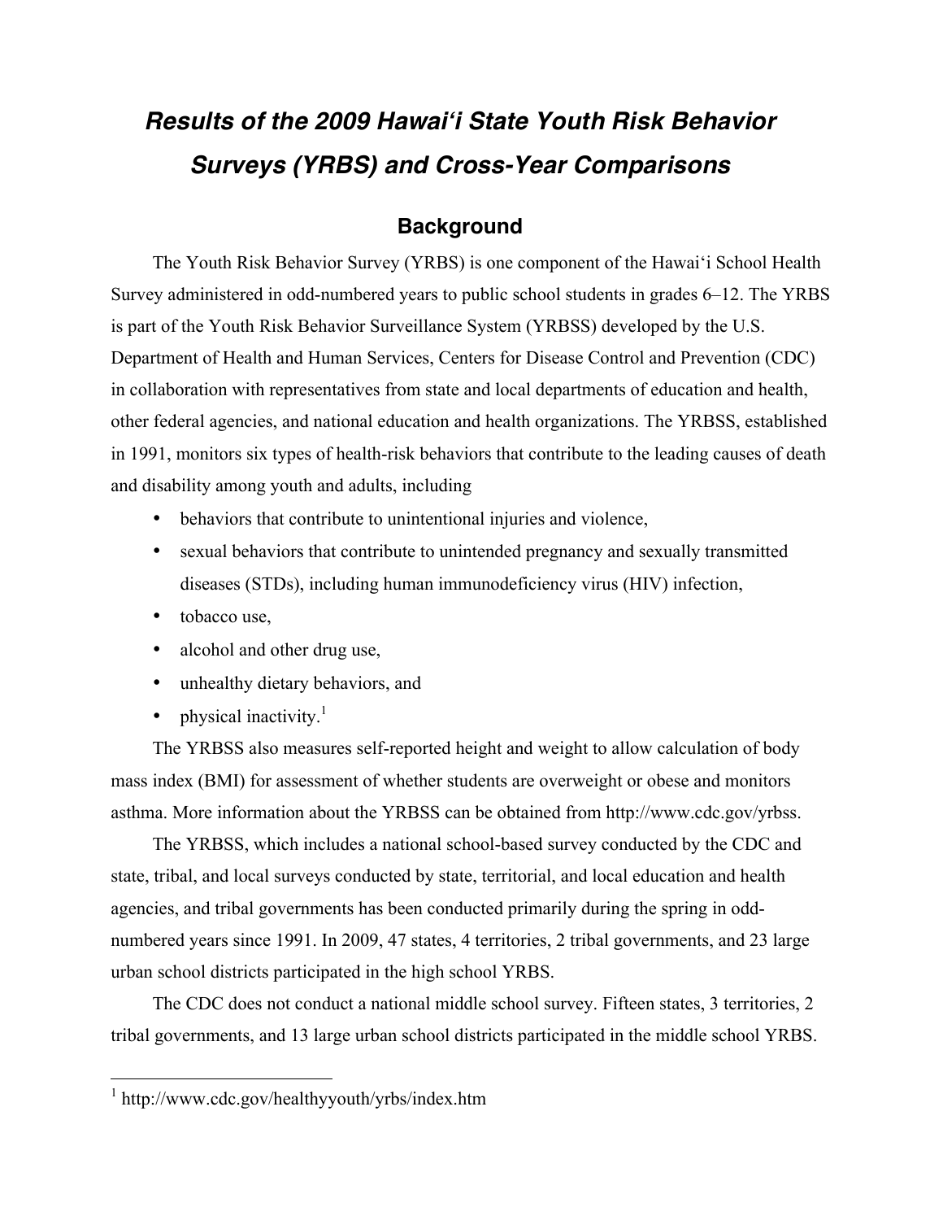# *Results of the 2009 Hawai'i State Youth Risk Behavior Surveys (YRBS) and Cross-Year Comparisons*

## Background

The Youth Risk Behavior Survey (YRBS) is one component of the Hawai'i School Health Survey administered in odd-numbered years to public school students in grades 6–12. The YRBS is part of the Youth Risk Behavior Surveillance System (YRBSS) developed by the U.S. Department of Health and Human Services, Centers for Disease Control and Prevention (CDC) in collaboration with representatives from state and local departments of education and health, other federal agencies, and national education and health organizations. The YRBSS, established in 1991, monitors six types of health-risk behaviors that contribute to the leading causes of death and disability among youth and adults, including

- behaviors that contribute to unintentional injuries and violence,
- sexual behaviors that contribute to unintended pregnancy and sexually transmitted diseases (STDs), including human immunodeficiency virus (HIV) infection,
- tobacco use,
- alcohol and other drug use,
- unhealthy dietary behaviors, and
- physical inactivity.[1]

The YRBSS also measures self-reported height and weight to allow calculation of body mass index (BMI) for assessment of whether students are overweight or obese and monitors asthma. More information about the YRBSS can be obtained from http://www.cdc.gov/yrbss.

The YRBSS, which includes a national school-based survey conducted by the CDC and state, tribal, and local surveys conducted by state, territorial, and local education and health agencies, and tribal governments has been conducted primarily during the spring in odd-numbered years since 1991. In 2009, 47 states, 4 territories, 2 tribal governments, and 23 large urban school districts participated in the high school YRBS.

The CDC does not conduct a national middle school survey. Fifteen states, 3 territories, 2 tribal governments, and 13 large urban school districts participated in the middle school YRBS.

---

[1] http://www.cdc.gov/healthyyouth/yrbs/index.htm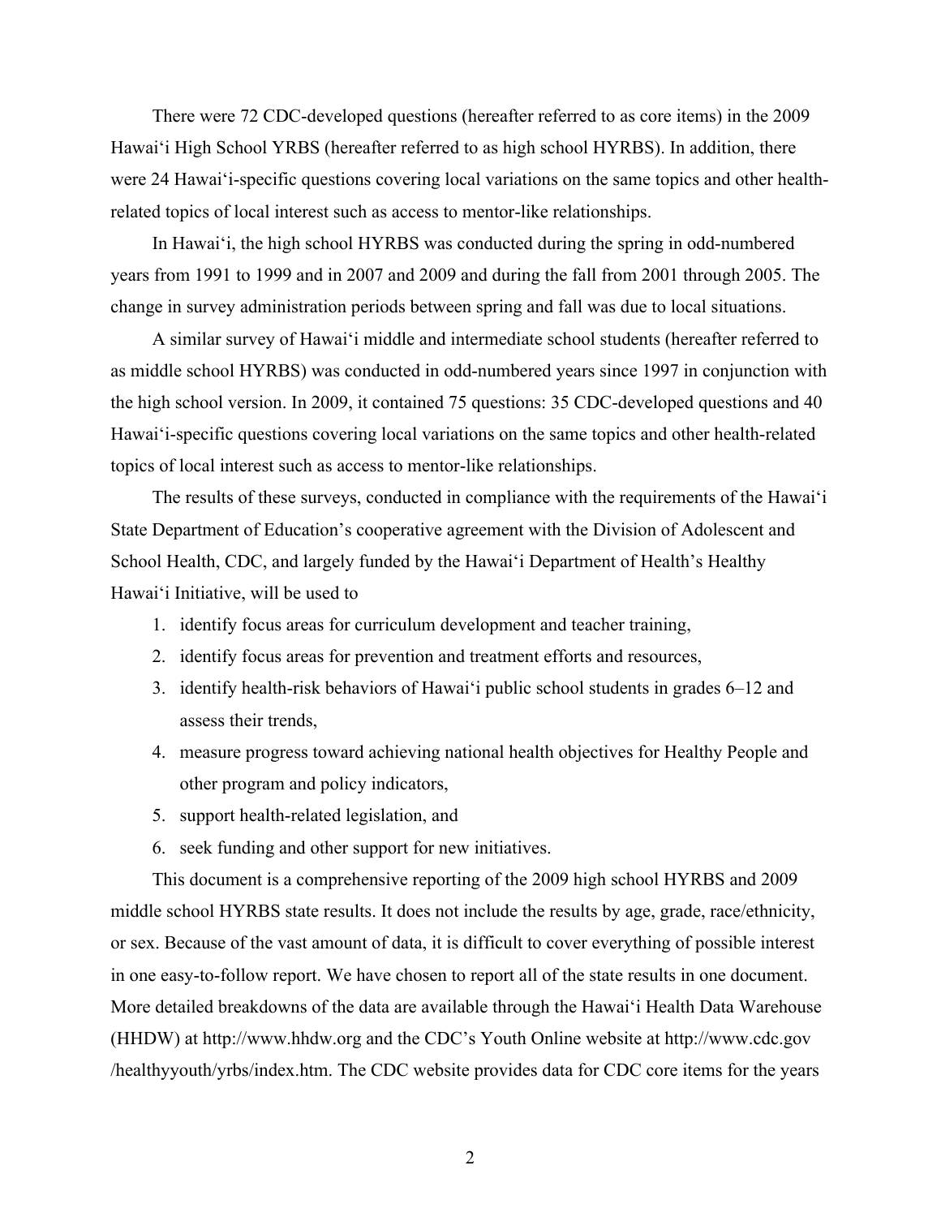There were 72 CDC-developed questions (hereafter referred to as core items) in the 2009 Hawaiʻi High School YRBS (hereafter referred to as high school HYRBS). In addition, there were 24 Hawaiʻi-specific questions covering local variations on the same topics and other health-related topics of local interest such as access to mentor-like relationships.

In Hawaiʻi, the high school HYRBS was conducted during the spring in odd-numbered years from 1991 to 1999 and in 2007 and 2009 and during the fall from 2001 through 2005. The change in survey administration periods between spring and fall was due to local situations.

A similar survey of Hawaiʻi middle and intermediate school students (hereafter referred to as middle school HYRBS) was conducted in odd-numbered years since 1997 in conjunction with the high school version. In 2009, it contained 75 questions: 35 CDC-developed questions and 40 Hawaiʻi-specific questions covering local variations on the same topics and other health-related topics of local interest such as access to mentor-like relationships.

The results of these surveys, conducted in compliance with the requirements of the Hawaiʻi State Department of Education's cooperative agreement with the Division of Adolescent and School Health, CDC, and largely funded by the Hawaiʻi Department of Health's Healthy Hawaiʻi Initiative, will be used to

1. identify focus areas for curriculum development and teacher training,
2. identify focus areas for prevention and treatment efforts and resources,
3. identify health-risk behaviors of Hawaiʻi public school students in grades 6–12 and assess their trends,
4. measure progress toward achieving national health objectives for Healthy People and other program and policy indicators,
5. support health-related legislation, and
6. seek funding and other support for new initiatives.

This document is a comprehensive reporting of the 2009 high school HYRBS and 2009 middle school HYRBS state results. It does not include the results by age, grade, race/ethnicity, or sex. Because of the vast amount of data, it is difficult to cover everything of possible interest in one easy-to-follow report. We have chosen to report all of the state results in one document. More detailed breakdowns of the data are available through the Hawaiʻi Health Data Warehouse (HHDW) at http://www.hhdw.org and the CDC's Youth Online website at http://www.cdc.gov /healthyyouth/yrbs/index.htm. The CDC website provides data for CDC core items for the years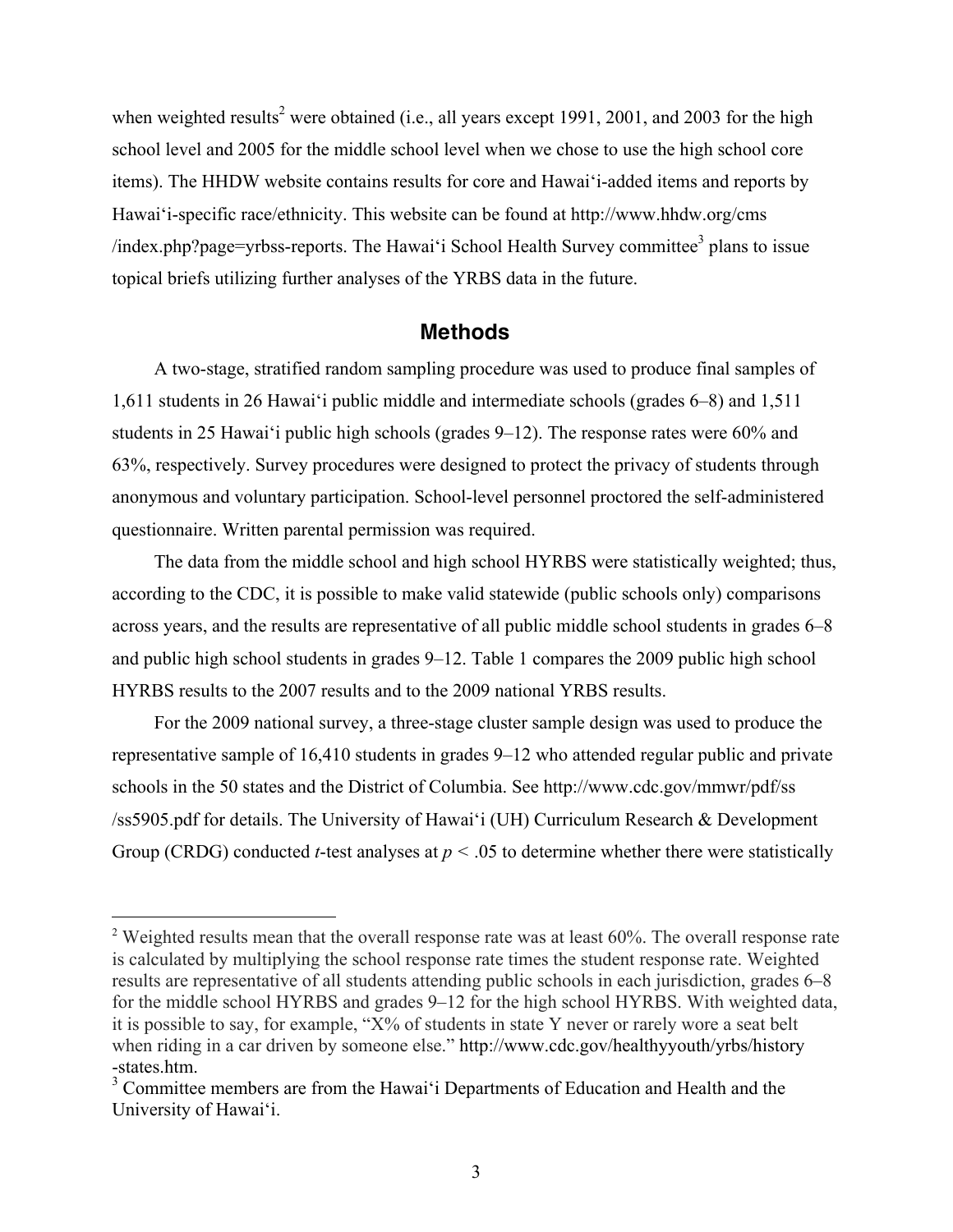when weighted results[2] were obtained (i.e., all years except 1991, 2001, and 2003 for the high school level and 2005 for the middle school level when we chose to use the high school core items). The HHDW website contains results for core and Hawai‘i-added items and reports by Hawai‘i-specific race/ethnicity. This website can be found at http://www.hhdw.org/cms/index.php?page=yrbss-reports. The Hawai‘i School Health Survey committee[3] plans to issue topical briefs utilizing further analyses of the YRBS data in the future.

## Methods

A two-stage, stratified random sampling procedure was used to produce final samples of 1,611 students in 26 Hawai‘i public middle and intermediate schools (grades 6–8) and 1,511 students in 25 Hawai‘i public high schools (grades 9–12). The response rates were 60% and 63%, respectively. Survey procedures were designed to protect the privacy of students through anonymous and voluntary participation. School-level personnel proctored the self-administered questionnaire. Written parental permission was required.

The data from the middle school and high school HYRBS were statistically weighted; thus, according to the CDC, it is possible to make valid statewide (public schools only) comparisons across years, and the results are representative of all public middle school students in grades 6–8 and public high school students in grades 9–12. Table 1 compares the 2009 public high school HYRBS results to the 2007 results and to the 2009 national YRBS results.

For the 2009 national survey, a three-stage cluster sample design was used to produce the representative sample of 16,410 students in grades 9–12 who attended regular public and private schools in the 50 states and the District of Columbia. See http://www.cdc.gov/mmwr/pdf/ss/ss5905.pdf for details. The University of Hawai‘i (UH) Curriculum Research & Development Group (CRDG) conducted *t*-test analyses at $p < .05$ to determine whether there were statistically

---

[2] Weighted results mean that the overall response rate was at least 60%. The overall response rate is calculated by multiplying the school response rate times the student response rate. Weighted results are representative of all students attending public schools in each jurisdiction, grades 6–8 for the middle school HYRBS and grades 9–12 for the high school HYRBS. With weighted data, it is possible to say, for example, "X% of students in state Y never or rarely wore a seat belt when riding in a car driven by someone else." http://www.cdc.gov/healthyyouth/yrbs/history-states.htm.

[3] Committee members are from the Hawai‘i Departments of Education and Health and the University of Hawai‘i.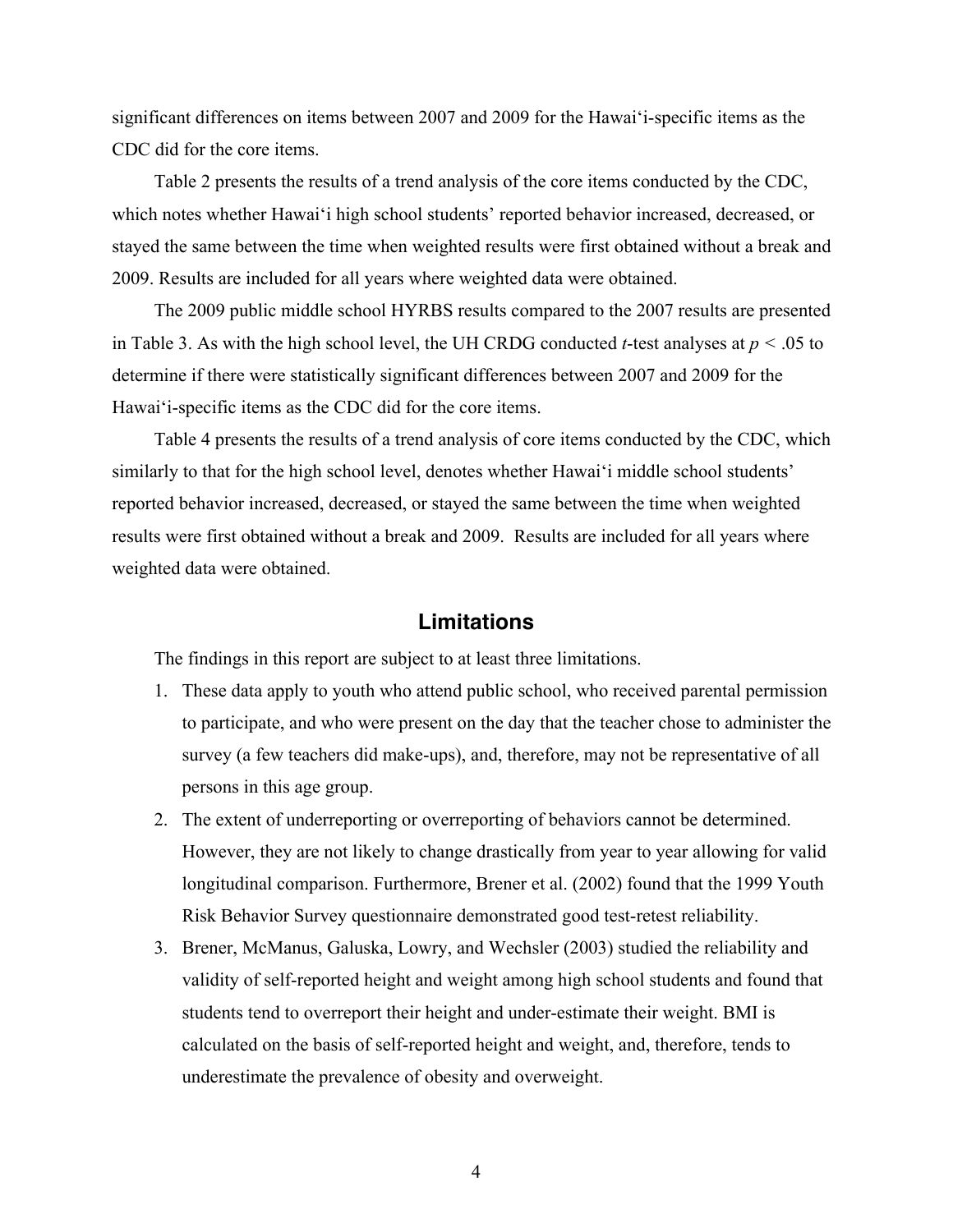significant differences on items between 2007 and 2009 for the Hawaiʻi-specific items as the CDC did for the core items.

Table 2 presents the results of a trend analysis of the core items conducted by the CDC, which notes whether Hawaiʻi high school students' reported behavior increased, decreased, or stayed the same between the time when weighted results were first obtained without a break and 2009. Results are included for all years where weighted data were obtained.

The 2009 public middle school HYRBS results compared to the 2007 results are presented in Table 3. As with the high school level, the UH CRDG conducted *t*-test analyses at $p < .05$ to determine if there were statistically significant differences between 2007 and 2009 for the Hawaiʻi-specific items as the CDC did for the core items.

Table 4 presents the results of a trend analysis of core items conducted by the CDC, which similarly to that for the high school level, denotes whether Hawaiʻi middle school students' reported behavior increased, decreased, or stayed the same between the time when weighted results were first obtained without a break and 2009. Results are included for all years where weighted data were obtained.

## Limitations

The findings in this report are subject to at least three limitations.

1. These data apply to youth who attend public school, who received parental permission to participate, and who were present on the day that the teacher chose to administer the survey (a few teachers did make-ups), and, therefore, may not be representative of all persons in this age group.
2. The extent of underreporting or overreporting of behaviors cannot be determined. However, they are not likely to change drastically from year to year allowing for valid longitudinal comparison. Furthermore, Brener et al. (2002) found that the 1999 Youth Risk Behavior Survey questionnaire demonstrated good test-retest reliability.
3. Brener, McManus, Galuska, Lowry, and Wechsler (2003) studied the reliability and validity of self-reported height and weight among high school students and found that students tend to overreport their height and under-estimate their weight. BMI is calculated on the basis of self-reported height and weight, and, therefore, tends to underestimate the prevalence of obesity and overweight.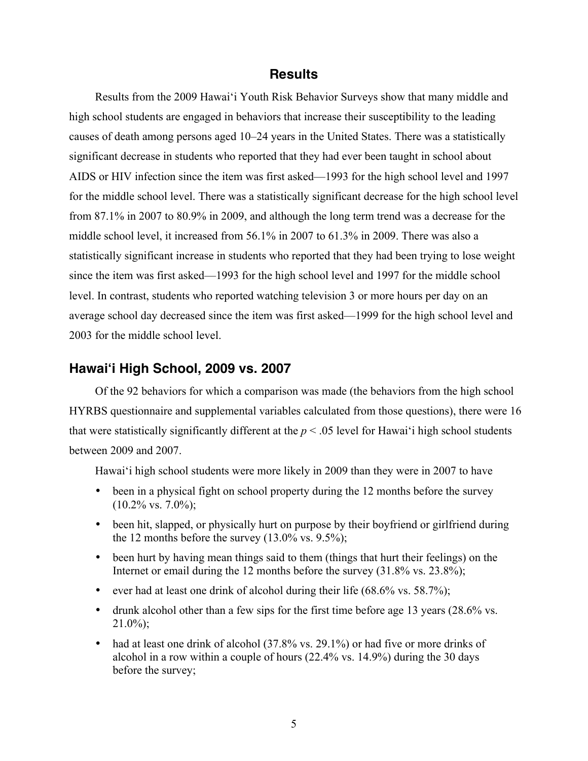## Results

Results from the 2009 Hawaiʻi Youth Risk Behavior Surveys show that many middle and high school students are engaged in behaviors that increase their susceptibility to the leading causes of death among persons aged 10–24 years in the United States. There was a statistically significant decrease in students who reported that they had ever been taught in school about AIDS or HIV infection since the item was first asked—1993 for the high school level and 1997 for the middle school level. There was a statistically significant decrease for the high school level from 87.1% in 2007 to 80.9% in 2009, and although the long term trend was a decrease for the middle school level, it increased from 56.1% in 2007 to 61.3% in 2009. There was also a statistically significant increase in students who reported that they had been trying to lose weight since the item was first asked—1993 for the high school level and 1997 for the middle school level. In contrast, students who reported watching television 3 or more hours per day on an average school day decreased since the item was first asked—1999 for the high school level and 2003 for the middle school level.

## Hawaiʻi High School, 2009 vs. 2007

Of the 92 behaviors for which a comparison was made (the behaviors from the high school HYRBS questionnaire and supplemental variables calculated from those questions), there were 16 that were statistically significantly different at the $p < .05$ level for Hawaiʻi high school students between 2009 and 2007.

Hawaiʻi high school students were more likely in 2009 than they were in 2007 to have

- been in a physical fight on school property during the 12 months before the survey (10.2% vs. 7.0%);
- been hit, slapped, or physically hurt on purpose by their boyfriend or girlfriend during the 12 months before the survey (13.0% vs. 9.5%);
- been hurt by having mean things said to them (things that hurt their feelings) on the Internet or email during the 12 months before the survey (31.8% vs. 23.8%);
- ever had at least one drink of alcohol during their life (68.6% vs. 58.7%);
- drunk alcohol other than a few sips for the first time before age 13 years (28.6% vs. 21.0%);
- had at least one drink of alcohol (37.8% vs. 29.1%) or had five or more drinks of alcohol in a row within a couple of hours (22.4% vs. 14.9%) during the 30 days before the survey;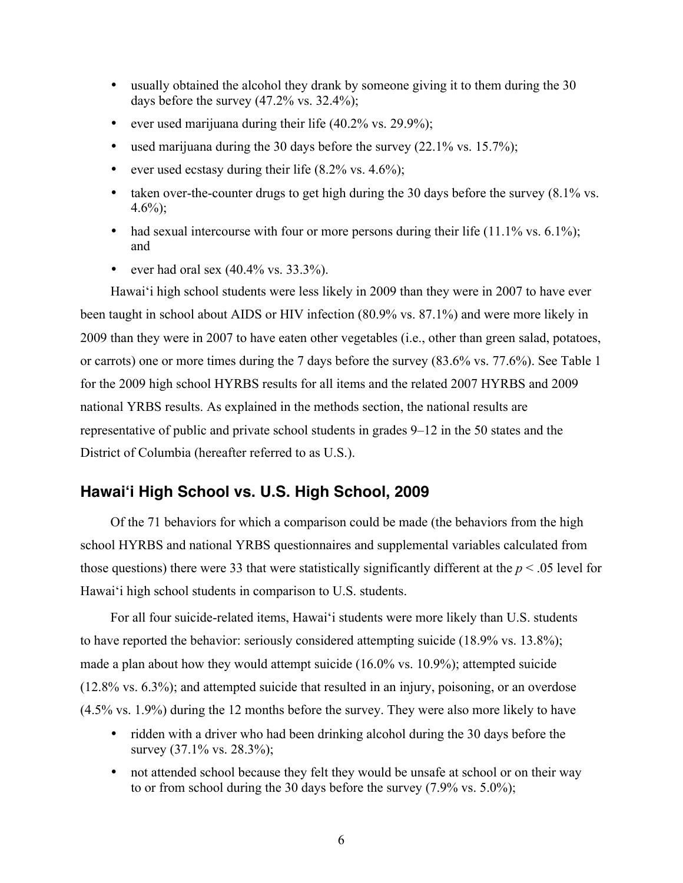- usually obtained the alcohol they drank by someone giving it to them during the 30 days before the survey (47.2% vs. 32.4%);
- ever used marijuana during their life (40.2% vs. 29.9%);
- used marijuana during the 30 days before the survey (22.1% vs. 15.7%);
- ever used ecstasy during their life (8.2% vs. 4.6%);
- taken over-the-counter drugs to get high during the 30 days before the survey (8.1% vs. 4.6%);
- had sexual intercourse with four or more persons during their life (11.1% vs. 6.1%); and
- ever had oral sex (40.4% vs. 33.3%).

Hawai‘i high school students were less likely in 2009 than they were in 2007 to have ever been taught in school about AIDS or HIV infection (80.9% vs. 87.1%) and were more likely in 2009 than they were in 2007 to have eaten other vegetables (i.e., other than green salad, potatoes, or carrots) one or more times during the 7 days before the survey (83.6% vs. 77.6%). See Table 1 for the 2009 high school HYRBS results for all items and the related 2007 HYRBS and 2009 national YRBS results. As explained in the methods section, the national results are representative of public and private school students in grades 9–12 in the 50 states and the District of Columbia (hereafter referred to as U.S.).

## Hawai‘i High School vs. U.S. High School, 2009

Of the 71 behaviors for which a comparison could be made (the behaviors from the high school HYRBS and national YRBS questionnaires and supplemental variables calculated from those questions) there were 33 that were statistically significantly different at the $p < .05$ level for Hawai‘i high school students in comparison to U.S. students.

For all four suicide-related items, Hawai‘i students were more likely than U.S. students to have reported the behavior: seriously considered attempting suicide (18.9% vs. 13.8%); made a plan about how they would attempt suicide (16.0% vs. 10.9%); attempted suicide (12.8% vs. 6.3%); and attempted suicide that resulted in an injury, poisoning, or an overdose (4.5% vs. 1.9%) during the 12 months before the survey. They were also more likely to have

- ridden with a driver who had been drinking alcohol during the 30 days before the survey (37.1% vs. 28.3%);
- not attended school because they felt they would be unsafe at school or on their way to or from school during the 30 days before the survey (7.9% vs. 5.0%);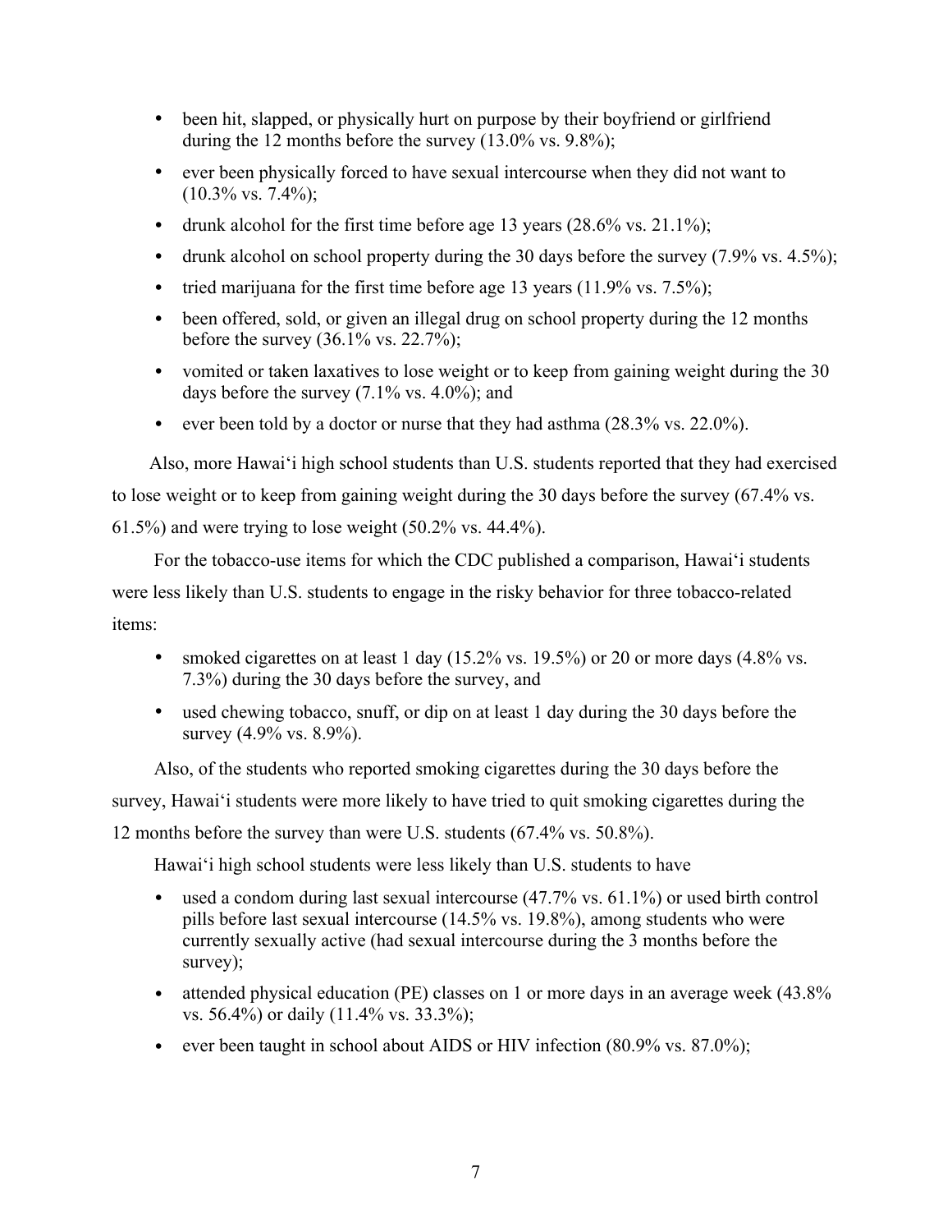- been hit, slapped, or physically hurt on purpose by their boyfriend or girlfriend during the 12 months before the survey (13.0% vs. 9.8%);
- ever been physically forced to have sexual intercourse when they did not want to (10.3% vs. 7.4%);
- drunk alcohol for the first time before age 13 years (28.6% vs. 21.1%);
- drunk alcohol on school property during the 30 days before the survey (7.9% vs. 4.5%);
- tried marijuana for the first time before age 13 years (11.9% vs. 7.5%);
- been offered, sold, or given an illegal drug on school property during the 12 months before the survey (36.1% vs. 22.7%);
- vomited or taken laxatives to lose weight or to keep from gaining weight during the 30 days before the survey (7.1% vs. 4.0%); and
- ever been told by a doctor or nurse that they had asthma (28.3% vs. 22.0%).

Also, more Hawai'i high school students than U.S. students reported that they had exercised to lose weight or to keep from gaining weight during the 30 days before the survey (67.4% vs. 61.5%) and were trying to lose weight (50.2% vs. 44.4%).

For the tobacco-use items for which the CDC published a comparison, Hawai'i students were less likely than U.S. students to engage in the risky behavior for three tobacco-related items:

- smoked cigarettes on at least 1 day (15.2% vs. 19.5%) or 20 or more days (4.8% vs. 7.3%) during the 30 days before the survey, and
- used chewing tobacco, snuff, or dip on at least 1 day during the 30 days before the survey (4.9% vs. 8.9%).

Also, of the students who reported smoking cigarettes during the 30 days before the survey, Hawai'i students were more likely to have tried to quit smoking cigarettes during the 12 months before the survey than were U.S. students (67.4% vs. 50.8%).

Hawai'i high school students were less likely than U.S. students to have

- used a condom during last sexual intercourse (47.7% vs. 61.1%) or used birth control pills before last sexual intercourse (14.5% vs. 19.8%), among students who were currently sexually active (had sexual intercourse during the 3 months before the survey);
- attended physical education (PE) classes on 1 or more days in an average week (43.8% vs. 56.4%) or daily (11.4% vs. 33.3%);
- ever been taught in school about AIDS or HIV infection (80.9% vs. 87.0%);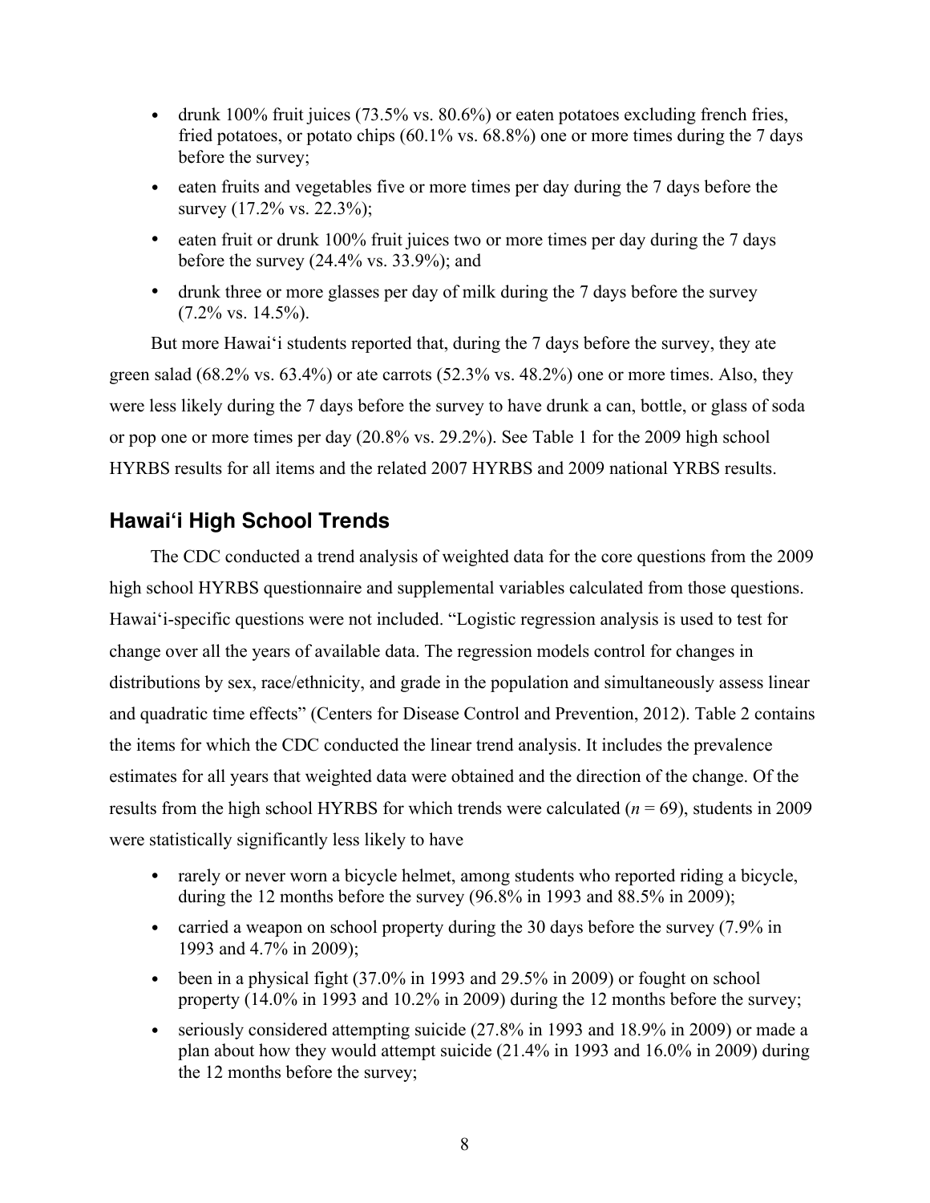- drunk 100% fruit juices (73.5% vs. 80.6%) or eaten potatoes excluding french fries, fried potatoes, or potato chips (60.1% vs. 68.8%) one or more times during the 7 days before the survey;
- eaten fruits and vegetables five or more times per day during the 7 days before the survey (17.2% vs. 22.3%);
- eaten fruit or drunk 100% fruit juices two or more times per day during the 7 days before the survey (24.4% vs. 33.9%); and
- drunk three or more glasses per day of milk during the 7 days before the survey (7.2% vs. 14.5%).

But more Hawaiʻi students reported that, during the 7 days before the survey, they ate green salad (68.2% vs. 63.4%) or ate carrots (52.3% vs. 48.2%) one or more times. Also, they were less likely during the 7 days before the survey to have drunk a can, bottle, or glass of soda or pop one or more times per day (20.8% vs. 29.2%). See Table 1 for the 2009 high school HYRBS results for all items and the related 2007 HYRBS and 2009 national YRBS results.

## Hawaiʻi High School Trends

The CDC conducted a trend analysis of weighted data for the core questions from the 2009 high school HYRBS questionnaire and supplemental variables calculated from those questions. Hawaiʻi-specific questions were not included. "Logistic regression analysis is used to test for change over all the years of available data. The regression models control for changes in distributions by sex, race/ethnicity, and grade in the population and simultaneously assess linear and quadratic time effects" (Centers for Disease Control and Prevention, 2012). Table 2 contains the items for which the CDC conducted the linear trend analysis. It includes the prevalence estimates for all years that weighted data were obtained and the direction of the change. Of the results from the high school HYRBS for which trends were calculated ($n$ = 69), students in 2009 were statistically significantly less likely to have

- rarely or never worn a bicycle helmet, among students who reported riding a bicycle, during the 12 months before the survey (96.8% in 1993 and 88.5% in 2009);
- carried a weapon on school property during the 30 days before the survey (7.9% in 1993 and 4.7% in 2009);
- been in a physical fight (37.0% in 1993 and 29.5% in 2009) or fought on school property (14.0% in 1993 and 10.2% in 2009) during the 12 months before the survey;
- seriously considered attempting suicide (27.8% in 1993 and 18.9% in 2009) or made a plan about how they would attempt suicide (21.4% in 1993 and 16.0% in 2009) during the 12 months before the survey;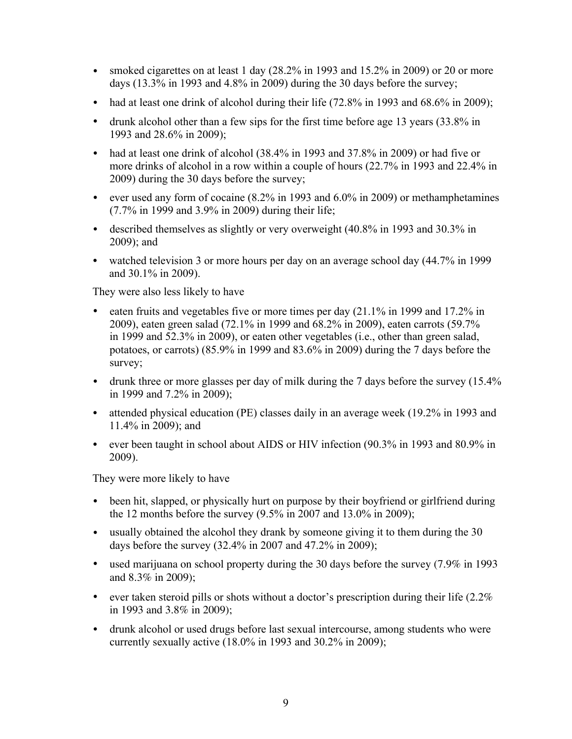- smoked cigarettes on at least 1 day (28.2% in 1993 and 15.2% in 2009) or 20 or more days (13.3% in 1993 and 4.8% in 2009) during the 30 days before the survey;
- had at least one drink of alcohol during their life (72.8% in 1993 and 68.6% in 2009);
- drunk alcohol other than a few sips for the first time before age 13 years (33.8% in 1993 and 28.6% in 2009);
- had at least one drink of alcohol (38.4% in 1993 and 37.8% in 2009) or had five or more drinks of alcohol in a row within a couple of hours (22.7% in 1993 and 22.4% in 2009) during the 30 days before the survey;
- ever used any form of cocaine (8.2% in 1993 and 6.0% in 2009) or methamphetamines (7.7% in 1999 and 3.9% in 2009) during their life;
- described themselves as slightly or very overweight (40.8% in 1993 and 30.3% in 2009); and
- watched television 3 or more hours per day on an average school day (44.7% in 1999 and 30.1% in 2009).

They were also less likely to have

- eaten fruits and vegetables five or more times per day (21.1% in 1999 and 17.2% in 2009), eaten green salad (72.1% in 1999 and 68.2% in 2009), eaten carrots (59.7% in 1999 and 52.3% in 2009), or eaten other vegetables (i.e., other than green salad, potatoes, or carrots) (85.9% in 1999 and 83.6% in 2009) during the 7 days before the survey;
- drunk three or more glasses per day of milk during the 7 days before the survey (15.4% in 1999 and 7.2% in 2009);
- attended physical education (PE) classes daily in an average week (19.2% in 1993 and 11.4% in 2009); and
- ever been taught in school about AIDS or HIV infection (90.3% in 1993 and 80.9% in 2009).

They were more likely to have

- been hit, slapped, or physically hurt on purpose by their boyfriend or girlfriend during the 12 months before the survey (9.5% in 2007 and 13.0% in 2009);
- usually obtained the alcohol they drank by someone giving it to them during the 30 days before the survey (32.4% in 2007 and 47.2% in 2009);
- used marijuana on school property during the 30 days before the survey (7.9% in 1993 and 8.3% in 2009);
- ever taken steroid pills or shots without a doctor's prescription during their life (2.2% in 1993 and 3.8% in 2009);
- drunk alcohol or used drugs before last sexual intercourse, among students who were currently sexually active (18.0% in 1993 and 30.2% in 2009);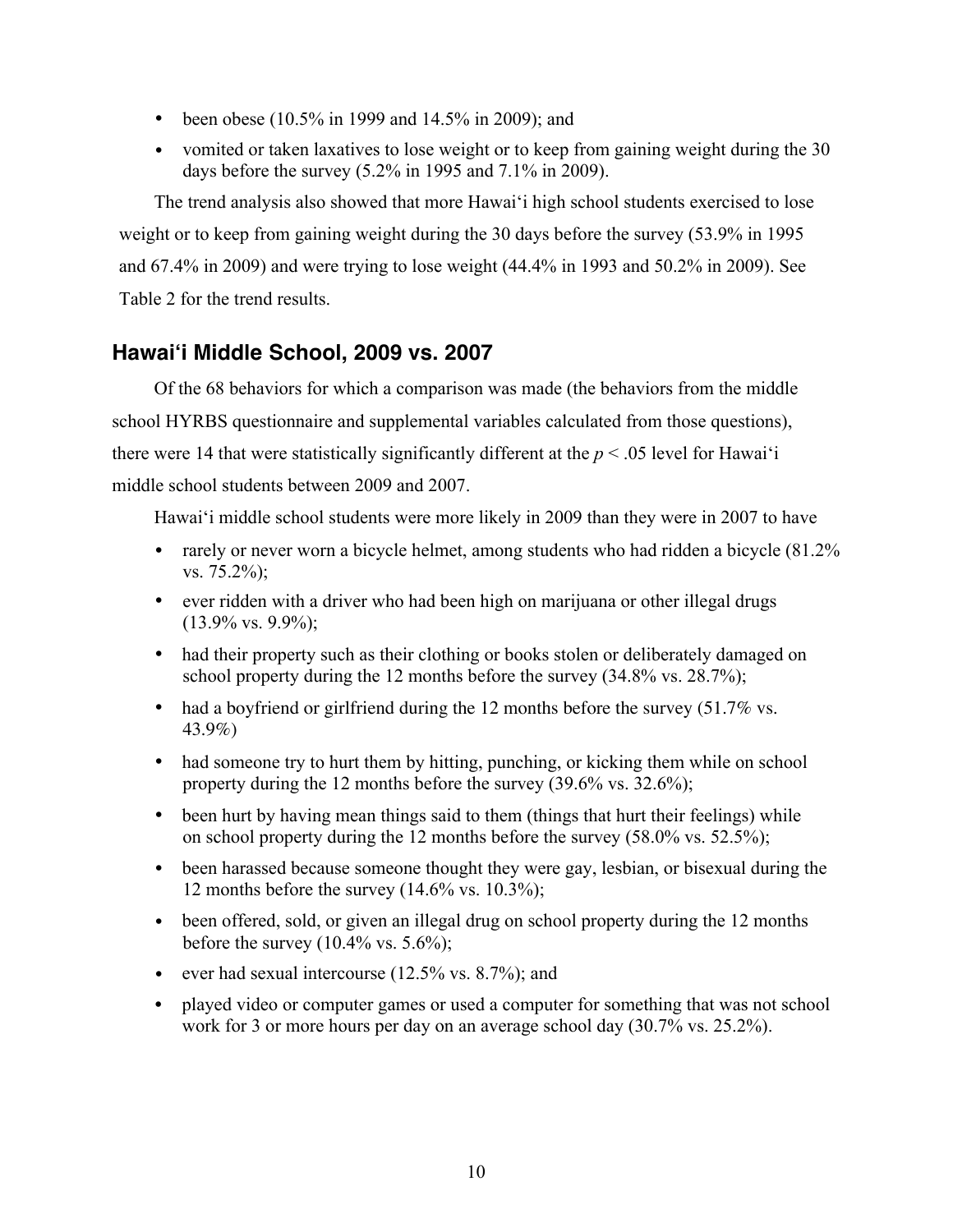- been obese (10.5% in 1999 and 14.5% in 2009); and
- vomited or taken laxatives to lose weight or to keep from gaining weight during the 30 days before the survey (5.2% in 1995 and 7.1% in 2009).

The trend analysis also showed that more Hawai‘i high school students exercised to lose weight or to keep from gaining weight during the 30 days before the survey (53.9% in 1995 and 67.4% in 2009) and were trying to lose weight (44.4% in 1993 and 50.2% in 2009). See Table 2 for the trend results.

## Hawai‘i Middle School, 2009 vs. 2007

Of the 68 behaviors for which a comparison was made (the behaviors from the middle school HYRBS questionnaire and supplemental variables calculated from those questions), there were 14 that were statistically significantly different at the $p < .05$ level for Hawai‘i middle school students between 2009 and 2007.

Hawai‘i middle school students were more likely in 2009 than they were in 2007 to have

- rarely or never worn a bicycle helmet, among students who had ridden a bicycle (81.2% vs. 75.2%);
- ever ridden with a driver who had been high on marijuana or other illegal drugs (13.9% vs. 9.9%);
- had their property such as their clothing or books stolen or deliberately damaged on school property during the 12 months before the survey (34.8% vs. 28.7%);
- had a boyfriend or girlfriend during the 12 months before the survey (51.7% vs. 43.9%)
- had someone try to hurt them by hitting, punching, or kicking them while on school property during the 12 months before the survey (39.6% vs. 32.6%);
- been hurt by having mean things said to them (things that hurt their feelings) while on school property during the 12 months before the survey (58.0% vs. 52.5%);
- been harassed because someone thought they were gay, lesbian, or bisexual during the 12 months before the survey (14.6% vs. 10.3%);
- been offered, sold, or given an illegal drug on school property during the 12 months before the survey (10.4% vs. 5.6%);
- ever had sexual intercourse (12.5% vs. 8.7%); and
- played video or computer games or used a computer for something that was not school work for 3 or more hours per day on an average school day (30.7% vs. 25.2%).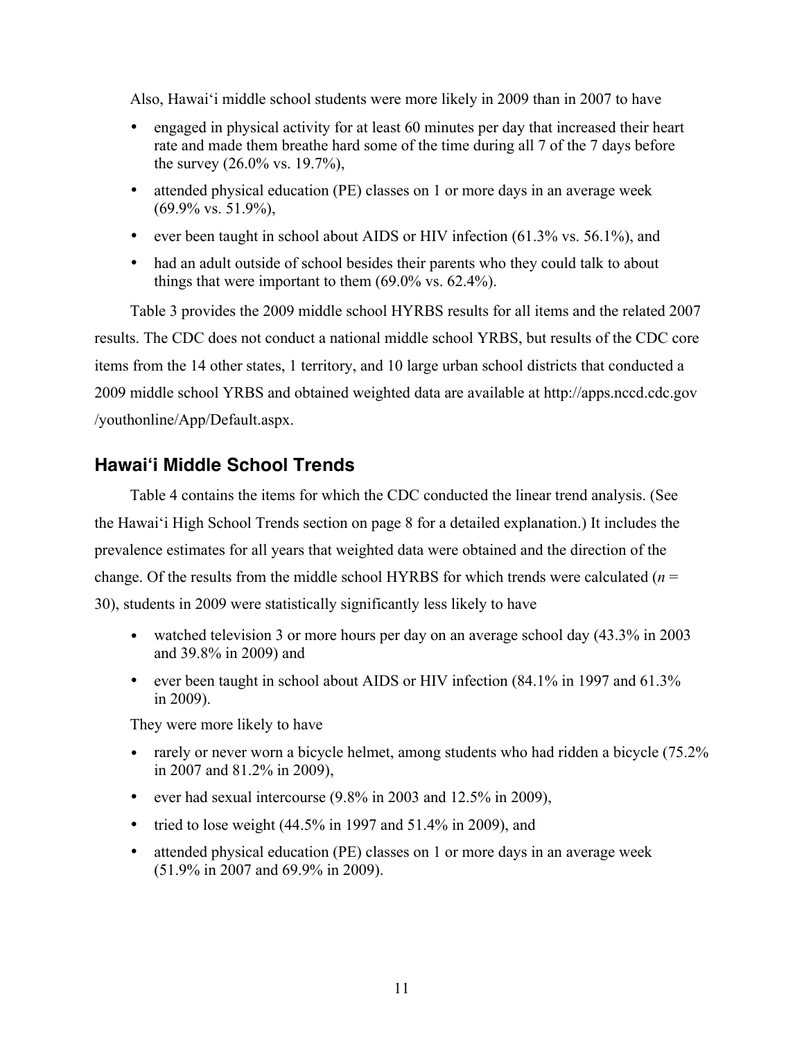Also, Hawai‘i middle school students were more likely in 2009 than in 2007 to have

- engaged in physical activity for at least 60 minutes per day that increased their heart rate and made them breathe hard some of the time during all 7 of the 7 days before the survey (26.0% vs. 19.7%),
- attended physical education (PE) classes on 1 or more days in an average week (69.9% vs. 51.9%),
- ever been taught in school about AIDS or HIV infection (61.3% vs. 56.1%), and
- had an adult outside of school besides their parents who they could talk to about things that were important to them (69.0% vs. 62.4%).

Table 3 provides the 2009 middle school HYRBS results for all items and the related 2007 results. The CDC does not conduct a national middle school YRBS, but results of the CDC core items from the 14 other states, 1 territory, and 10 large urban school districts that conducted a 2009 middle school YRBS and obtained weighted data are available at http://apps.nccd.cdc.gov /youthonline/App/Default.aspx.

## Hawai‘i Middle School Trends

Table 4 contains the items for which the CDC conducted the linear trend analysis. (See the Hawai‘i High School Trends section on page 8 for a detailed explanation.) It includes the prevalence estimates for all years that weighted data were obtained and the direction of the change. Of the results from the middle school HYRBS for which trends were calculated ($n$ = 30), students in 2009 were statistically significantly less likely to have

- watched television 3 or more hours per day on an average school day (43.3% in 2003 and 39.8% in 2009) and
- ever been taught in school about AIDS or HIV infection (84.1% in 1997 and 61.3% in 2009).

They were more likely to have

- rarely or never worn a bicycle helmet, among students who had ridden a bicycle (75.2% in 2007 and 81.2% in 2009),
- ever had sexual intercourse (9.8% in 2003 and 12.5% in 2009),
- tried to lose weight (44.5% in 1997 and 51.4% in 2009), and
- attended physical education (PE) classes on 1 or more days in an average week (51.9% in 2007 and 69.9% in 2009).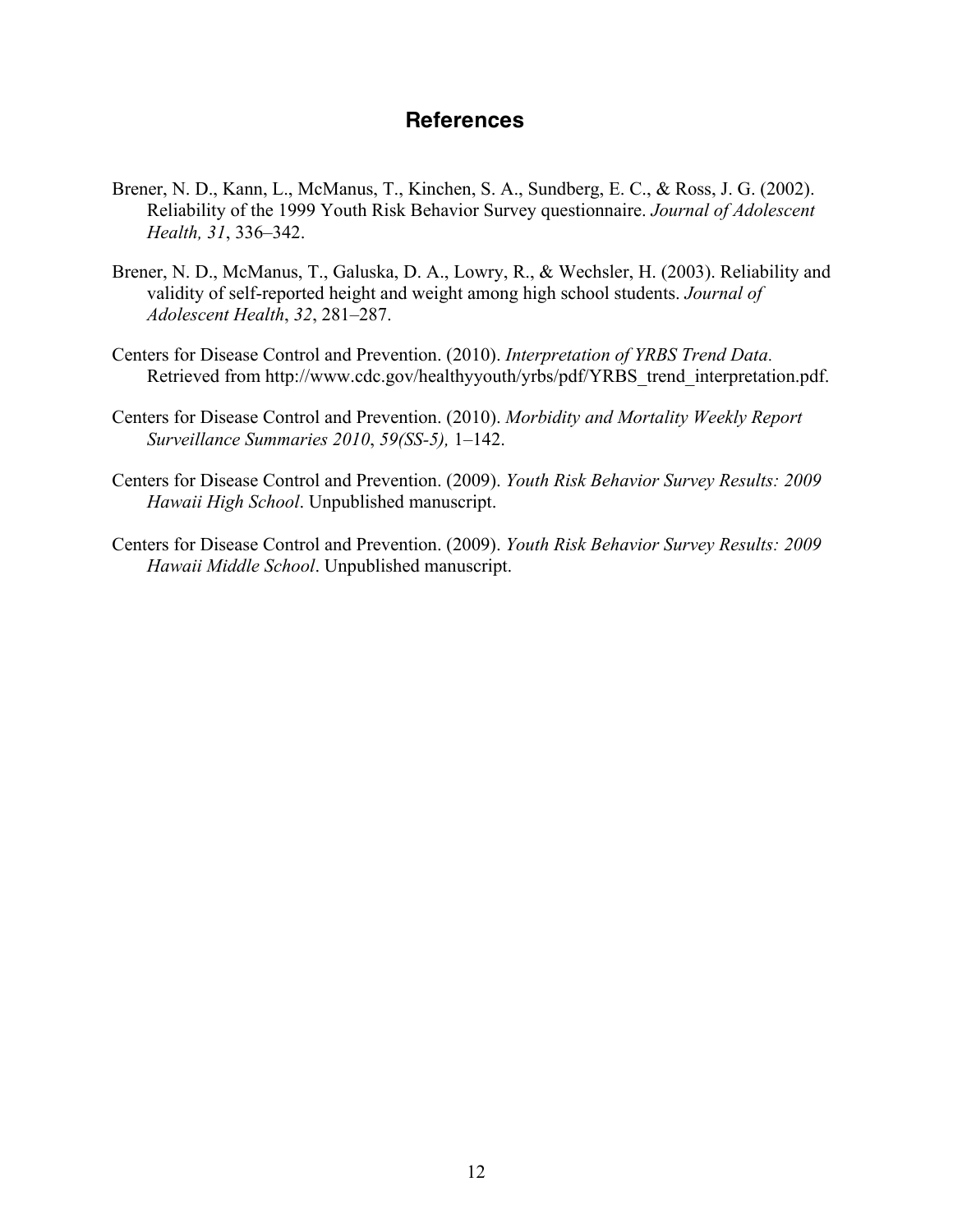# References

Brener, N. D., Kann, L., McManus, T., Kinchen, S. A., Sundberg, E. C., & Ross, J. G. (2002). Reliability of the 1999 Youth Risk Behavior Survey questionnaire. *Journal of Adolescent Health, 31*, 336–342.

Brener, N. D., McManus, T., Galuska, D. A., Lowry, R., & Wechsler, H. (2003). Reliability and validity of self-reported height and weight among high school students. *Journal of Adolescent Health*, *32*, 281–287.

Centers for Disease Control and Prevention. (2010). *Interpretation of YRBS Trend Data.* Retrieved from http://www.cdc.gov/healthyyouth/yrbs/pdf/YRBS_trend_interpretation.pdf.

Centers for Disease Control and Prevention. (2010). *Morbidity and Mortality Weekly Report Surveillance Summaries 2010*, *59(SS-5),* 1–142.

Centers for Disease Control and Prevention. (2009). *Youth Risk Behavior Survey Results: 2009 Hawaii High School*. Unpublished manuscript.

Centers for Disease Control and Prevention. (2009). *Youth Risk Behavior Survey Results: 2009 Hawaii Middle School*. Unpublished manuscript.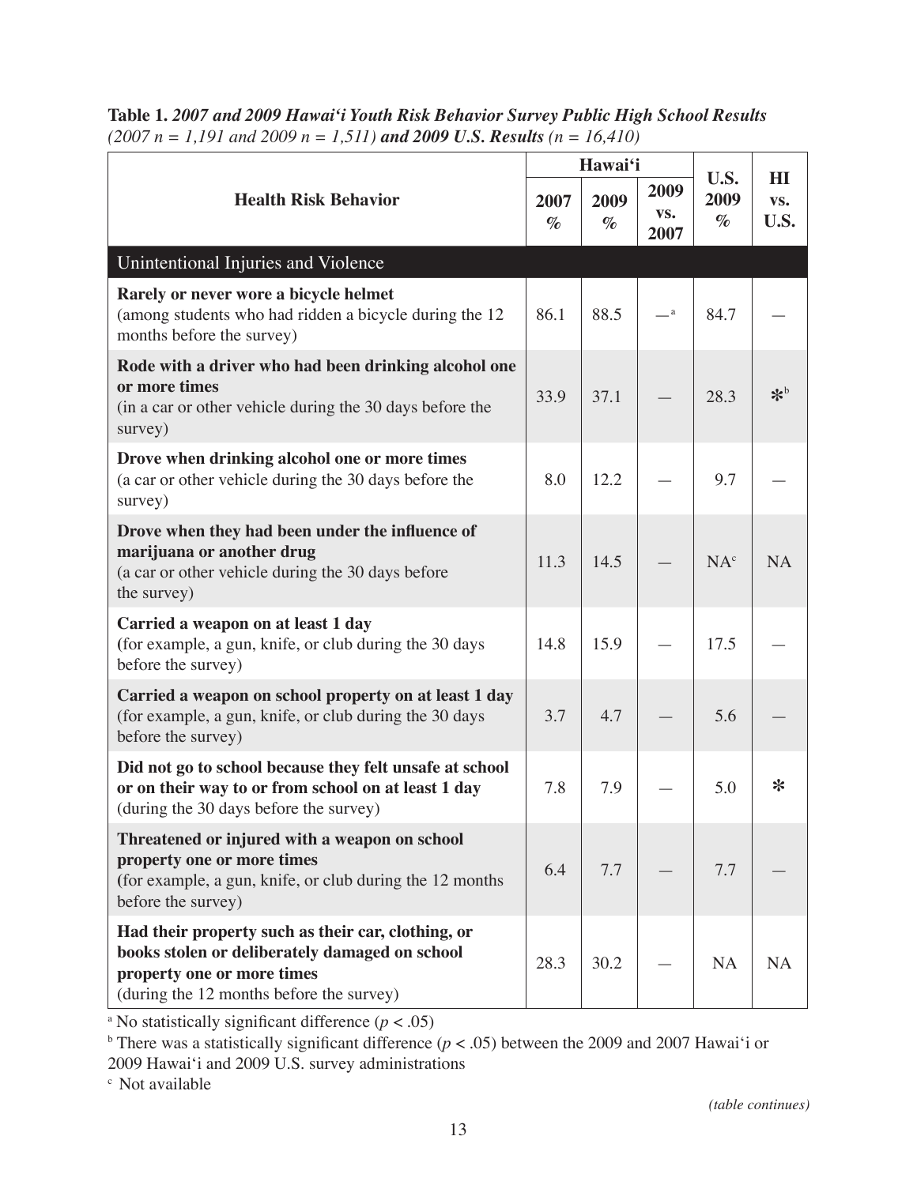**Table 1.** ***2007 and 2009 Hawaiʻi Youth Risk Behavior Survey Public High School Results*** *(2007 n = 1,191 and 2009 n = 1,511)* ***and 2009 U.S. Results*** *(n = 16,410)*

| Health Risk Behavior | Hawaiʻi | | | U.S. 2009 % | HI vs. U.S. |
|---|---|---|---|---|---|
| | 2007 % | 2009 % | 2009 vs. 2007 | | |
| **Unintentional Injuries and Violence** | | | | | |
| **Rarely or never wore a bicycle helmet** (among students who had ridden a bicycle during the 12 months before the survey) | 86.1 | 88.5 | —[a] | 84.7 | — |
| **Rode with a driver who had been drinking alcohol one or more times** (in a car or other vehicle during the 30 days before the survey) | 33.9 | 37.1 | — | 28.3 | *[b] |
| **Drove when drinking alcohol one or more times** (a car or other vehicle during the 30 days before the survey) | 8.0 | 12.2 | — | 9.7 | — |
| **Drove when they had been under the influence of marijuana or another drug** (a car or other vehicle during the 30 days before the survey) | 11.3 | 14.5 | — | NA[c] | NA |
| **Carried a weapon on at least 1 day** (for example, a gun, knife, or club during the 30 days before the survey) | 14.8 | 15.9 | — | 17.5 | — |
| **Carried a weapon on school property on at least 1 day** (for example, a gun, knife, or club during the 30 days before the survey) | 3.7 | 4.7 | — | 5.6 | — |
| **Did not go to school because they felt unsafe at school or on their way to or from school on at least 1 day** (during the 30 days before the survey) | 7.8 | 7.9 | — | 5.0 | * |
| **Threatened or injured with a weapon on school property one or more times** (for example, a gun, knife, or club during the 12 months before the survey) | 6.4 | 7.7 | — | 7.7 | — |
| **Had their property such as their car, clothing, or books stolen or deliberately damaged on school property one or more times** (during the 12 months before the survey) | 28.3 | 30.2 | — | NA | NA |

[a] No statistically significant difference ($p < .05$)

[b] There was a statistically significant difference ($p < .05$) between the 2009 and 2007 Hawaiʻi or 2009 Hawaiʻi and 2009 U.S. survey administrations

[c] Not available

*(table continues)*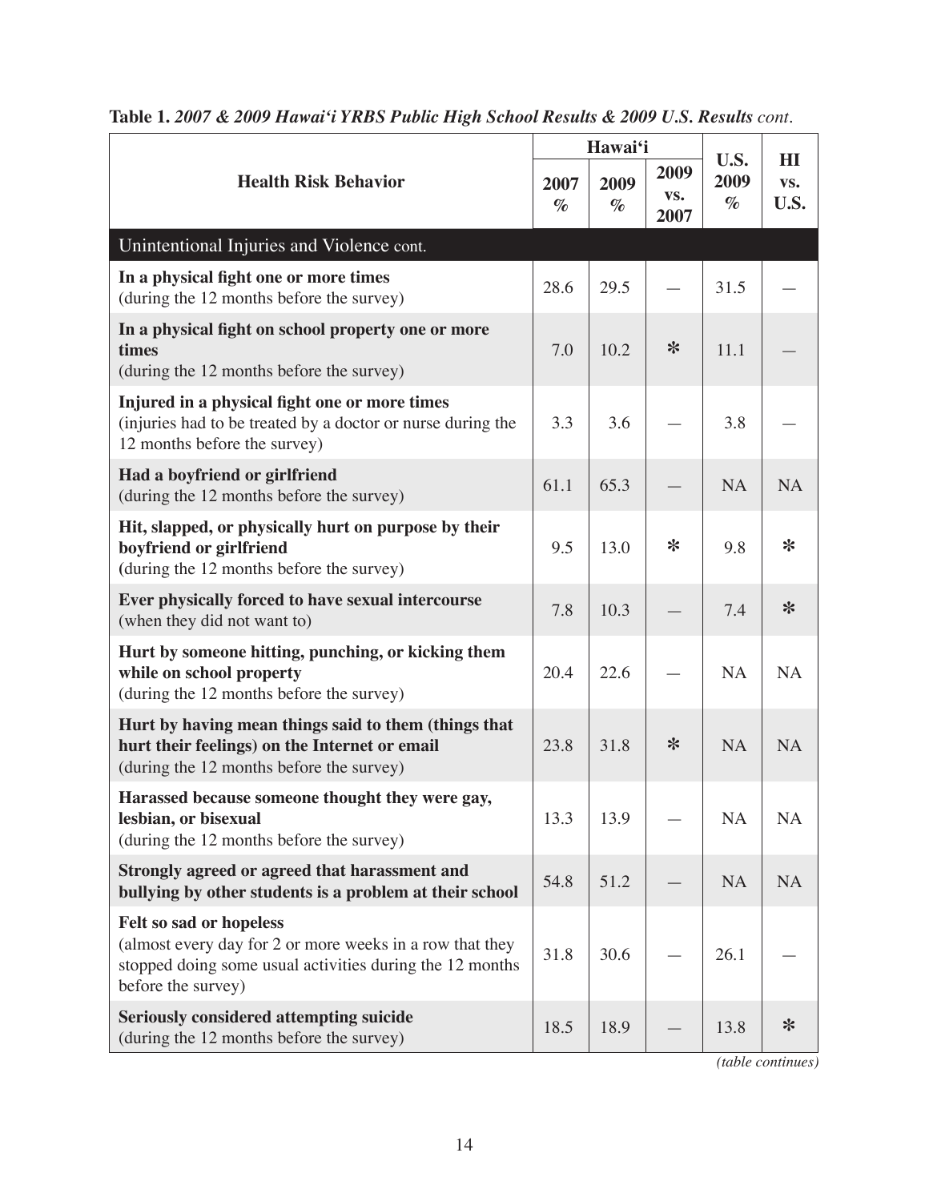**Table 1.** ***2007 & 2009 Hawai'i YRBS Public High School Results & 2009 U.S. Results** cont.*

| Health Risk Behavior | Hawai'i | | | U.S. 2009 % | HI vs. U.S. |
|---|---|---|---|---|---|
| | 2007 % | 2009 % | 2009 vs. 2007 | | |
| Unintentional Injuries and Violence cont. | | | | | |
| **In a physical fight one or more times** (during the 12 months before the survey) | 28.6 | 29.5 | — | 31.5 | — |
| **In a physical fight on school property one or more times** (during the 12 months before the survey) | 7.0 | 10.2 | ✻ | 11.1 | — |
| **Injured in a physical fight one or more times** (injuries had to be treated by a doctor or nurse during the 12 months before the survey) | 3.3 | 3.6 | — | 3.8 | — |
| **Had a boyfriend or girlfriend** (during the 12 months before the survey) | 61.1 | 65.3 | — | NA | NA |
| **Hit, slapped, or physically hurt on purpose by their boyfriend or girlfriend** (during the 12 months before the survey) | 9.5 | 13.0 | ✻ | 9.8 | ✻ |
| **Ever physically forced to have sexual intercourse** (when they did not want to) | 7.8 | 10.3 | — | 7.4 | ✻ |
| **Hurt by someone hitting, punching, or kicking them while on school property** (during the 12 months before the survey) | 20.4 | 22.6 | — | NA | NA |
| **Hurt by having mean things said to them (things that hurt their feelings) on the Internet or email** (during the 12 months before the survey) | 23.8 | 31.8 | ✻ | NA | NA |
| **Harassed because someone thought they were gay, lesbian, or bisexual** (during the 12 months before the survey) | 13.3 | 13.9 | — | NA | NA |
| **Strongly agreed or agreed that harassment and bullying by other students is a problem at their school** | 54.8 | 51.2 | — | NA | NA |
| **Felt so sad or hopeless** (almost every day for 2 or more weeks in a row that they stopped doing some usual activities during the 12 months before the survey) | 31.8 | 30.6 | — | 26.1 | — |
| **Seriously considered attempting suicide** (during the 12 months before the survey) | 18.5 | 18.9 | — | 13.8 | ✻ |

*(table continues)*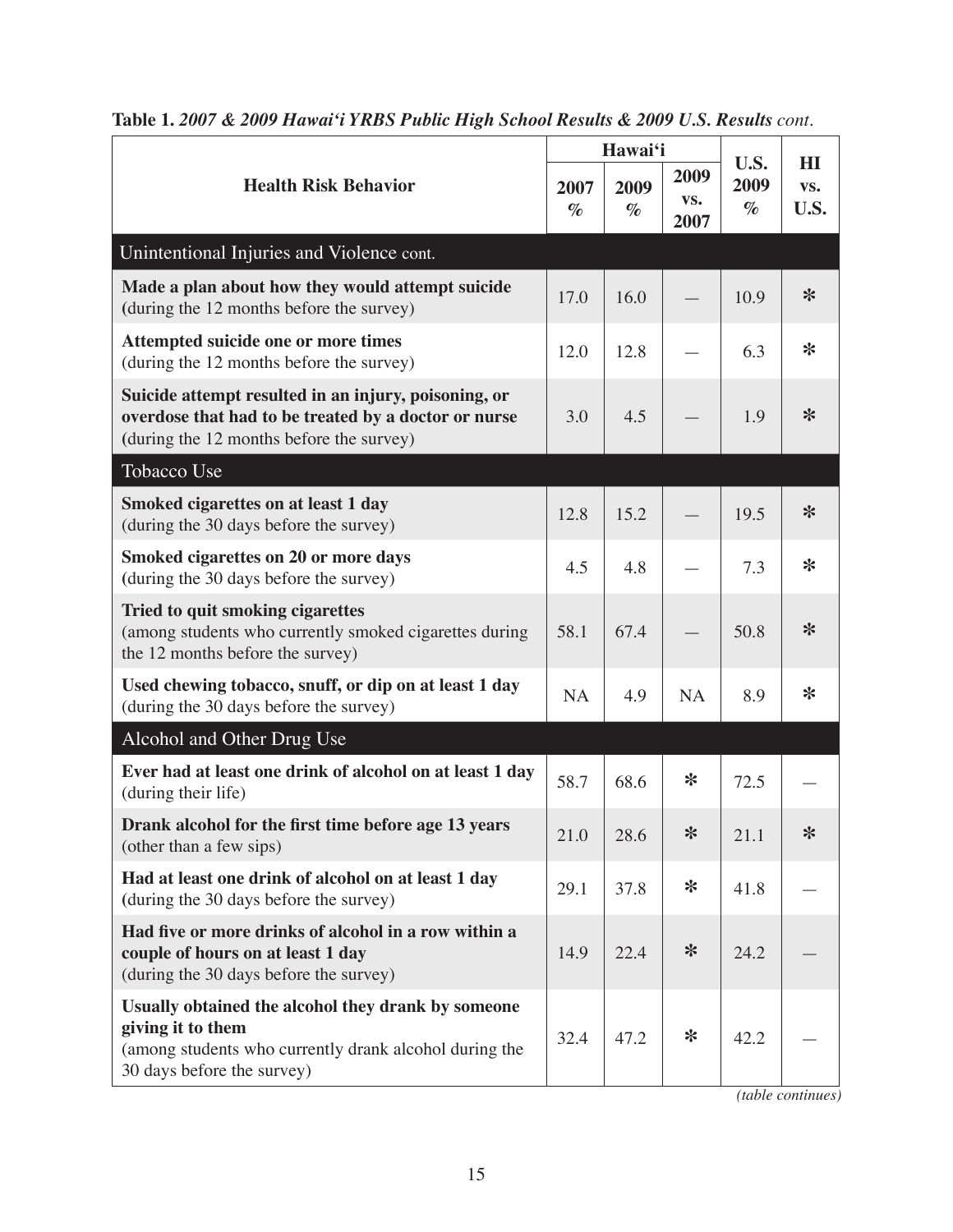**Table 1.** ***2007 & 2009 Hawai'i YRBS Public High School Results & 2009 U.S. Results*** *cont.*

| Health Risk Behavior | Hawai'i | | | U.S. 2009 % | HI vs. U.S. |
|---|---|---|---|---|---|
| | 2007 % | 2009 % | 2009 vs. 2007 | | |
| **Unintentional Injuries and Violence cont.** | | | | | |
| **Made a plan about how they would attempt suicide** (during the 12 months before the survey) | 17.0 | 16.0 | — | 10.9 | * |
| **Attempted suicide one or more times** (during the 12 months before the survey) | 12.0 | 12.8 | — | 6.3 | * |
| **Suicide attempt resulted in an injury, poisoning, or overdose that had to be treated by a doctor or nurse** (during the 12 months before the survey) | 3.0 | 4.5 | — | 1.9 | * |
| **Tobacco Use** | | | | | |
| **Smoked cigarettes on at least 1 day** (during the 30 days before the survey) | 12.8 | 15.2 | — | 19.5 | * |
| **Smoked cigarettes on 20 or more days** (during the 30 days before the survey) | 4.5 | 4.8 | — | 7.3 | * |
| **Tried to quit smoking cigarettes** (among students who currently smoked cigarettes during the 12 months before the survey) | 58.1 | 67.4 | — | 50.8 | * |
| **Used chewing tobacco, snuff, or dip on at least 1 day** (during the 30 days before the survey) | NA | 4.9 | NA | 8.9 | * |
| **Alcohol and Other Drug Use** | | | | | |
| **Ever had at least one drink of alcohol on at least 1 day** (during their life) | 58.7 | 68.6 | * | 72.5 | — |
| **Drank alcohol for the first time before age 13 years** (other than a few sips) | 21.0 | 28.6 | * | 21.1 | * |
| **Had at least one drink of alcohol on at least 1 day** (during the 30 days before the survey) | 29.1 | 37.8 | * | 41.8 | — |
| **Had five or more drinks of alcohol in a row within a couple of hours on at least 1 day** (during the 30 days before the survey) | 14.9 | 22.4 | * | 24.2 | — |
| **Usually obtained the alcohol they drank by someone giving it to them** (among students who currently drank alcohol during the 30 days before the survey) | 32.4 | 47.2 | * | 42.2 | — |

*(table continues)*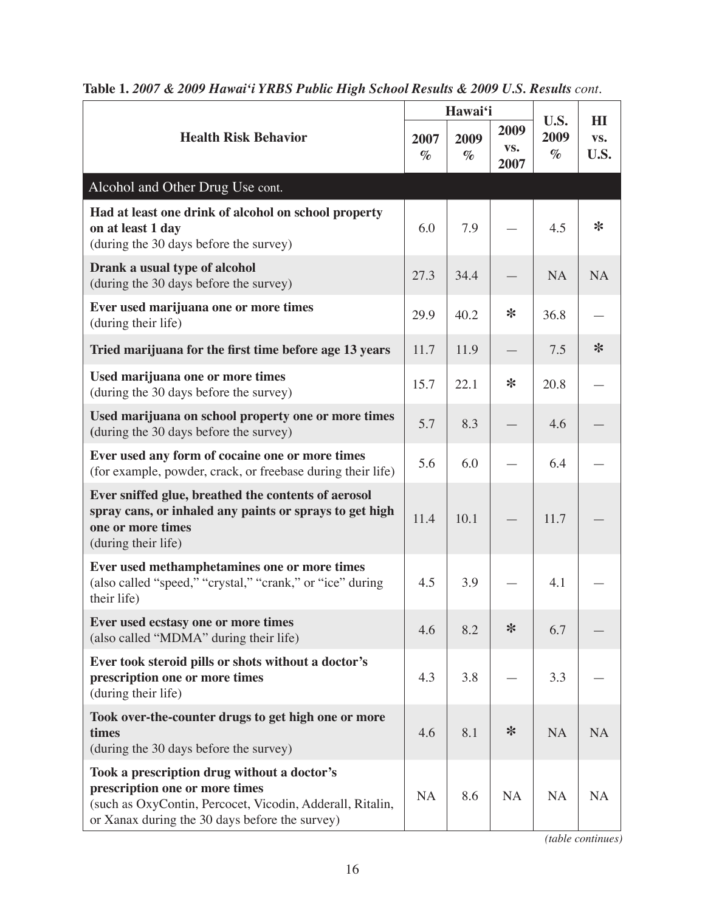**Table 1.** *2007 & 2009 Hawai'i YRBS Public High School Results & 2009 U.S. Results cont.*

| Health Risk Behavior | Hawai'i | | | U.S. 2009 % | HI vs. U.S. |
|---|---|---|---|---|---|
| | 2007 % | 2009 % | 2009 vs. 2007 | | |
| **Alcohol and Other Drug Use cont.** | | | | | |
| **Had at least one drink of alcohol on school property on at least 1 day** (during the 30 days before the survey) | 6.0 | 7.9 | — | 4.5 | * |
| **Drank a usual type of alcohol** (during the 30 days before the survey) | 27.3 | 34.4 | — | NA | NA |
| **Ever used marijuana one or more times** (during their life) | 29.9 | 40.2 | * | 36.8 | — |
| **Tried marijuana for the first time before age 13 years** | 11.7 | 11.9 | — | 7.5 | * |
| **Used marijuana one or more times** (during the 30 days before the survey) | 15.7 | 22.1 | * | 20.8 | — |
| **Used marijuana on school property one or more times** (during the 30 days before the survey) | 5.7 | 8.3 | — | 4.6 | — |
| **Ever used any form of cocaine one or more times** (for example, powder, crack, or freebase during their life) | 5.6 | 6.0 | — | 6.4 | — |
| **Ever sniffed glue, breathed the contents of aerosol spray cans, or inhaled any paints or sprays to get high one or more times** (during their life) | 11.4 | 10.1 | — | 11.7 | — |
| **Ever used methamphetamines one or more times** (also called "speed," "crystal," "crank," or "ice" during their life) | 4.5 | 3.9 | — | 4.1 | — |
| **Ever used ecstasy one or more times** (also called "MDMA" during their life) | 4.6 | 8.2 | * | 6.7 | — |
| **Ever took steroid pills or shots without a doctor's prescription one or more times** (during their life) | 4.3 | 3.8 | — | 3.3 | — |
| **Took over-the-counter drugs to get high one or more times** (during the 30 days before the survey) | 4.6 | 8.1 | * | NA | NA |
| **Took a prescription drug without a doctor's prescription one or more times** (such as OxyContin, Percocet, Vicodin, Adderall, Ritalin, or Xanax during the 30 days before the survey) | NA | 8.6 | NA | NA | NA |

*(table continues)*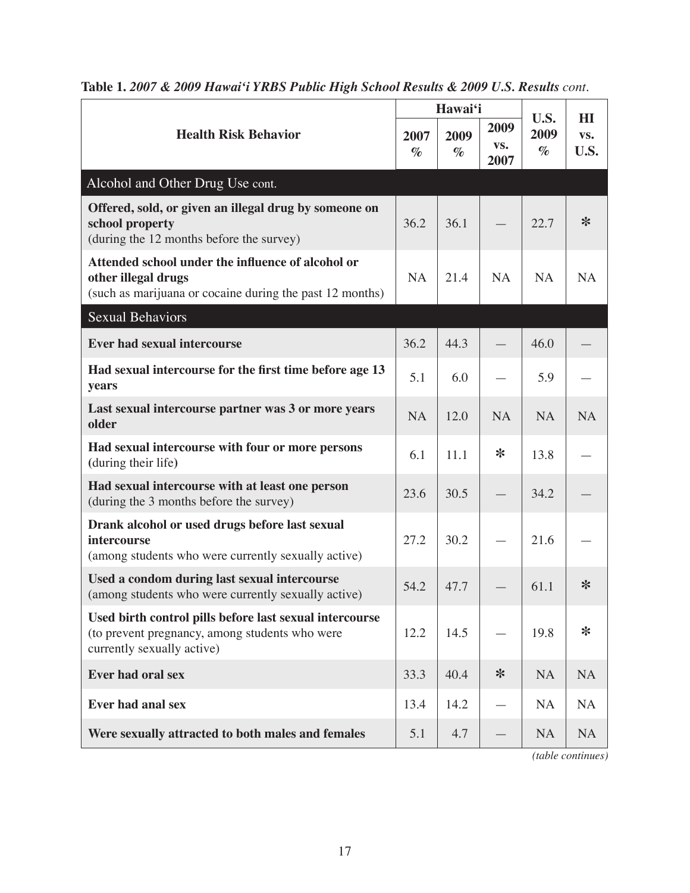**Table 1.** *2007 & 2009 Hawai'i YRBS Public High School Results & 2009 U.S. Results cont.*

| Health Risk Behavior | Hawai'i | | | U.S. 2009 % | HI vs. U.S. |
|---|---|---|---|---|---|
| | 2007 % | 2009 % | 2009 vs. 2007 | | |
| **Alcohol and Other Drug Use cont.** | | | | | |
| **Offered, sold, or given an illegal drug by someone on school property** (during the 12 months before the survey) | 36.2 | 36.1 | — | 22.7 | * |
| **Attended school under the influence of alcohol or other illegal drugs** (such as marijuana or cocaine during the past 12 months) | NA | 21.4 | NA | NA | NA |
| **Sexual Behaviors** | | | | | |
| **Ever had sexual intercourse** | 36.2 | 44.3 | — | 46.0 | — |
| **Had sexual intercourse for the first time before age 13 years** | 5.1 | 6.0 | — | 5.9 | — |
| **Last sexual intercourse partner was 3 or more years older** | NA | 12.0 | NA | NA | NA |
| **Had sexual intercourse with four or more persons** (during their life) | 6.1 | 11.1 | * | 13.8 | — |
| **Had sexual intercourse with at least one person** (during the 3 months before the survey) | 23.6 | 30.5 | — | 34.2 | — |
| **Drank alcohol or used drugs before last sexual intercourse** (among students who were currently sexually active) | 27.2 | 30.2 | — | 21.6 | — |
| **Used a condom during last sexual intercourse** (among students who were currently sexually active) | 54.2 | 47.7 | — | 61.1 | * |
| **Used birth control pills before last sexual intercourse** (to prevent pregnancy, among students who were currently sexually active) | 12.2 | 14.5 | — | 19.8 | * |
| **Ever had oral sex** | 33.3 | 40.4 | * | NA | NA |
| **Ever had anal sex** | 13.4 | 14.2 | — | NA | NA |
| **Were sexually attracted to both males and females** | 5.1 | 4.7 | — | NA | NA |

*(table continues)*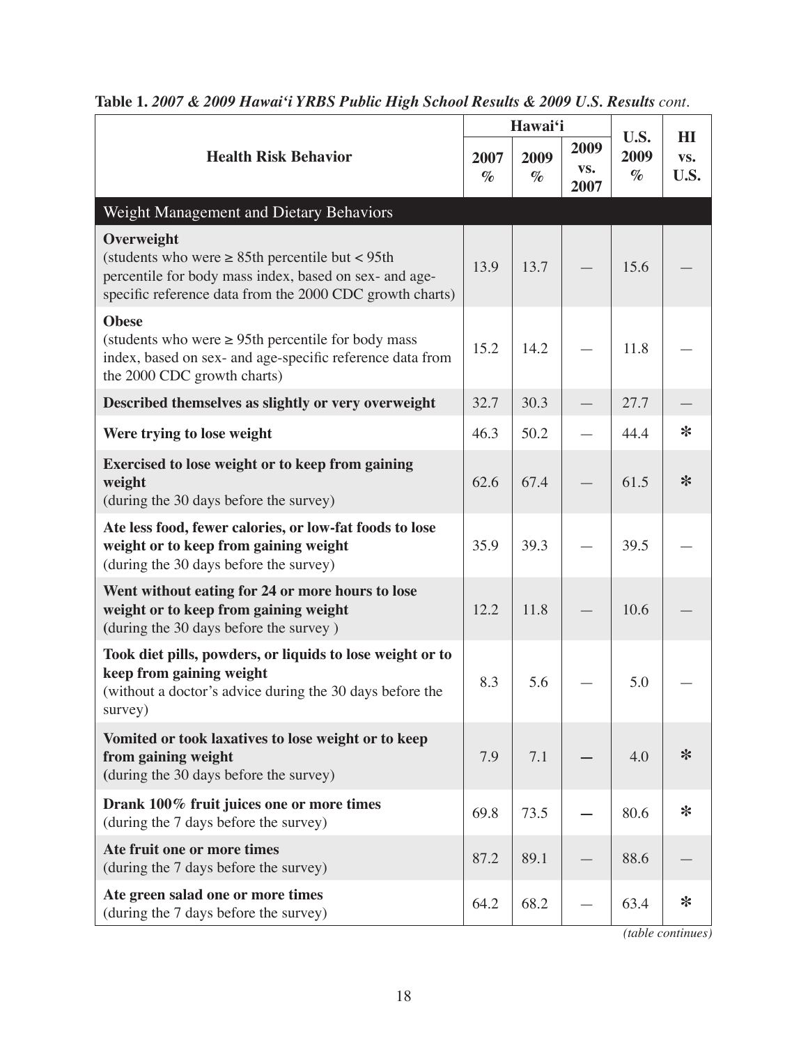**Table 1.** *2007 & 2009 Hawai'i YRBS Public High School Results & 2009 U.S. Results cont.*

| Health Risk Behavior | Hawai'i 2007 % | Hawai'i 2009 % | Hawai'i 2009 vs. 2007 | U.S. 2009 % | HI vs. U.S. |
|---|---|---|---|---|---|
| **Weight Management and Dietary Behaviors** | | | | | |
| **Overweight** (students who were ≥ 85th percentile but < 95th percentile for body mass index, based on sex- and age-specific reference data from the 2000 CDC growth charts) | 13.9 | 13.7 | — | 15.6 | — |
| **Obese** (students who were ≥ 95th percentile for body mass index, based on sex- and age-specific reference data from the 2000 CDC growth charts) | 15.2 | 14.2 | — | 11.8 | — |
| **Described themselves as slightly or very overweight** | 32.7 | 30.3 | — | 27.7 | — |
| **Were trying to lose weight** | 46.3 | 50.2 | — | 44.4 | * |
| **Exercised to lose weight or to keep from gaining weight** (during the 30 days before the survey) | 62.6 | 67.4 | — | 61.5 | * |
| **Ate less food, fewer calories, or low-fat foods to lose weight or to keep from gaining weight** (during the 30 days before the survey) | 35.9 | 39.3 | — | 39.5 | — |
| **Went without eating for 24 or more hours to lose weight or to keep from gaining weight** (during the 30 days before the survey ) | 12.2 | 11.8 | — | 10.6 | — |
| **Took diet pills, powders, or liquids to lose weight or to keep from gaining weight** (without a doctor's advice during the 30 days before the survey) | 8.3 | 5.6 | — | 5.0 | — |
| **Vomited or took laxatives to lose weight or to keep from gaining weight** (during the 30 days before the survey) | 7.9 | 7.1 | — | 4.0 | * |
| **Drank 100% fruit juices one or more times** (during the 7 days before the survey) | 69.8 | 73.5 | — | 80.6 | * |
| **Ate fruit one or more times** (during the 7 days before the survey) | 87.2 | 89.1 | — | 88.6 | — |
| **Ate green salad one or more times** (during the 7 days before the survey) | 64.2 | 68.2 | — | 63.4 | * |

*(table continues)*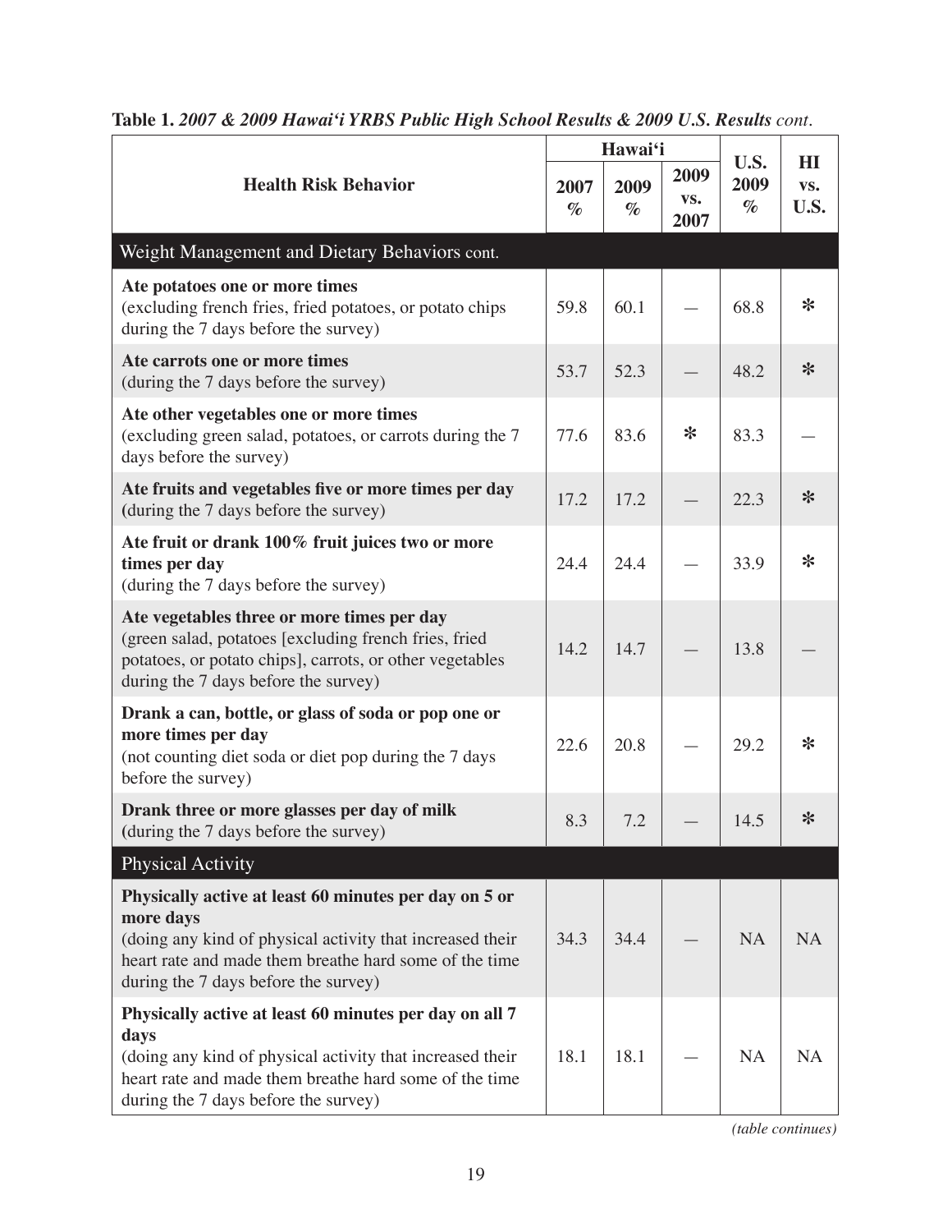**Table 1.** *2007 & 2009 Hawai'i YRBS Public High School Results & 2009 U.S. Results cont.*

| Health Risk Behavior | Hawai'i 2007 % | Hawai'i 2009 % | Hawai'i 2009 vs. 2007 | U.S. 2009 % | HI vs. U.S. |
|---|---|---|---|---|---|
| **Weight Management and Dietary Behaviors cont.** | | | | | |
| **Ate potatoes one or more times** (excluding french fries, fried potatoes, or potato chips during the 7 days before the survey) | 59.8 | 60.1 | — | 68.8 | * |
| **Ate carrots one or more times** (during the 7 days before the survey) | 53.7 | 52.3 | — | 48.2 | * |
| **Ate other vegetables one or more times** (excluding green salad, potatoes, or carrots during the 7 days before the survey) | 77.6 | 83.6 | * | 83.3 | — |
| **Ate fruits and vegetables five or more times per day** (during the 7 days before the survey) | 17.2 | 17.2 | — | 22.3 | * |
| **Ate fruit or drank 100% fruit juices two or more times per day** (during the 7 days before the survey) | 24.4 | 24.4 | — | 33.9 | * |
| **Ate vegetables three or more times per day** (green salad, potatoes [excluding french fries, fried potatoes, or potato chips], carrots, or other vegetables during the 7 days before the survey) | 14.2 | 14.7 | — | 13.8 | — |
| **Drank a can, bottle, or glass of soda or pop one or more times per day** (not counting diet soda or diet pop during the 7 days before the survey) | 22.6 | 20.8 | — | 29.2 | * |
| **Drank three or more glasses per day of milk** (during the 7 days before the survey) | 8.3 | 7.2 | — | 14.5 | * |
| **Physical Activity** | | | | | |
| **Physically active at least 60 minutes per day on 5 or more days** (doing any kind of physical activity that increased their heart rate and made them breathe hard some of the time during the 7 days before the survey) | 34.3 | 34.4 | — | NA | NA |
| **Physically active at least 60 minutes per day on all 7 days** (doing any kind of physical activity that increased their heart rate and made them breathe hard some of the time during the 7 days before the survey) | 18.1 | 18.1 | — | NA | NA |

*(table continues)*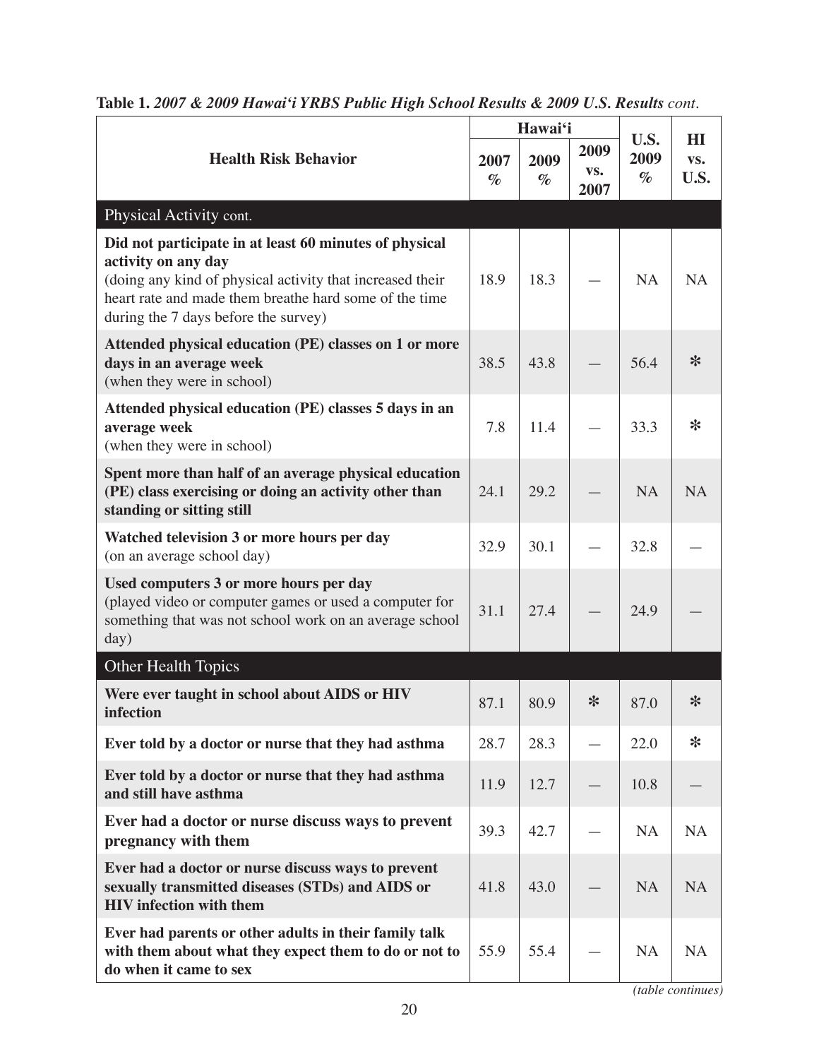**Table 1.** ***2007 & 2009 Hawai'i YRBS Public High School Results & 2009 U.S. Results** cont.*

| Health Risk Behavior | Hawai'i | | | U.S. 2009 % | HI vs. U.S. |
|---|---|---|---|---|---|
| | 2007 % | 2009 % | 2009 vs. 2007 | | |
| **Physical Activity cont.** | | | | | |
| **Did not participate in at least 60 minutes of physical activity on any day** (doing any kind of physical activity that increased their heart rate and made them breathe hard some of the time during the 7 days before the survey) | 18.9 | 18.3 | — | NA | NA |
| **Attended physical education (PE) classes on 1 or more days in an average week** (when they were in school) | 38.5 | 43.8 | — | 56.4 | * |
| **Attended physical education (PE) classes 5 days in an average week** (when they were in school) | 7.8 | 11.4 | — | 33.3 | * |
| **Spent more than half of an average physical education (PE) class exercising or doing an activity other than standing or sitting still** | 24.1 | 29.2 | — | NA | NA |
| **Watched television 3 or more hours per day** (on an average school day) | 32.9 | 30.1 | — | 32.8 | — |
| **Used computers 3 or more hours per day** (played video or computer games or used a computer for something that was not school work on an average school day) | 31.1 | 27.4 | — | 24.9 | — |
| **Other Health Topics** | | | | | |
| **Were ever taught in school about AIDS or HIV infection** | 87.1 | 80.9 | * | 87.0 | * |
| **Ever told by a doctor or nurse that they had asthma** | 28.7 | 28.3 | — | 22.0 | * |
| **Ever told by a doctor or nurse that they had asthma and still have asthma** | 11.9 | 12.7 | — | 10.8 | — |
| **Ever had a doctor or nurse discuss ways to prevent pregnancy with them** | 39.3 | 42.7 | — | NA | NA |
| **Ever had a doctor or nurse discuss ways to prevent sexually transmitted diseases (STDs) and AIDS or HIV infection with them** | 41.8 | 43.0 | — | NA | NA |
| **Ever had parents or other adults in their family talk with them about what they expect them to do or not to do when it came to sex** | 55.9 | 55.4 | — | NA | NA |

*(table continues)*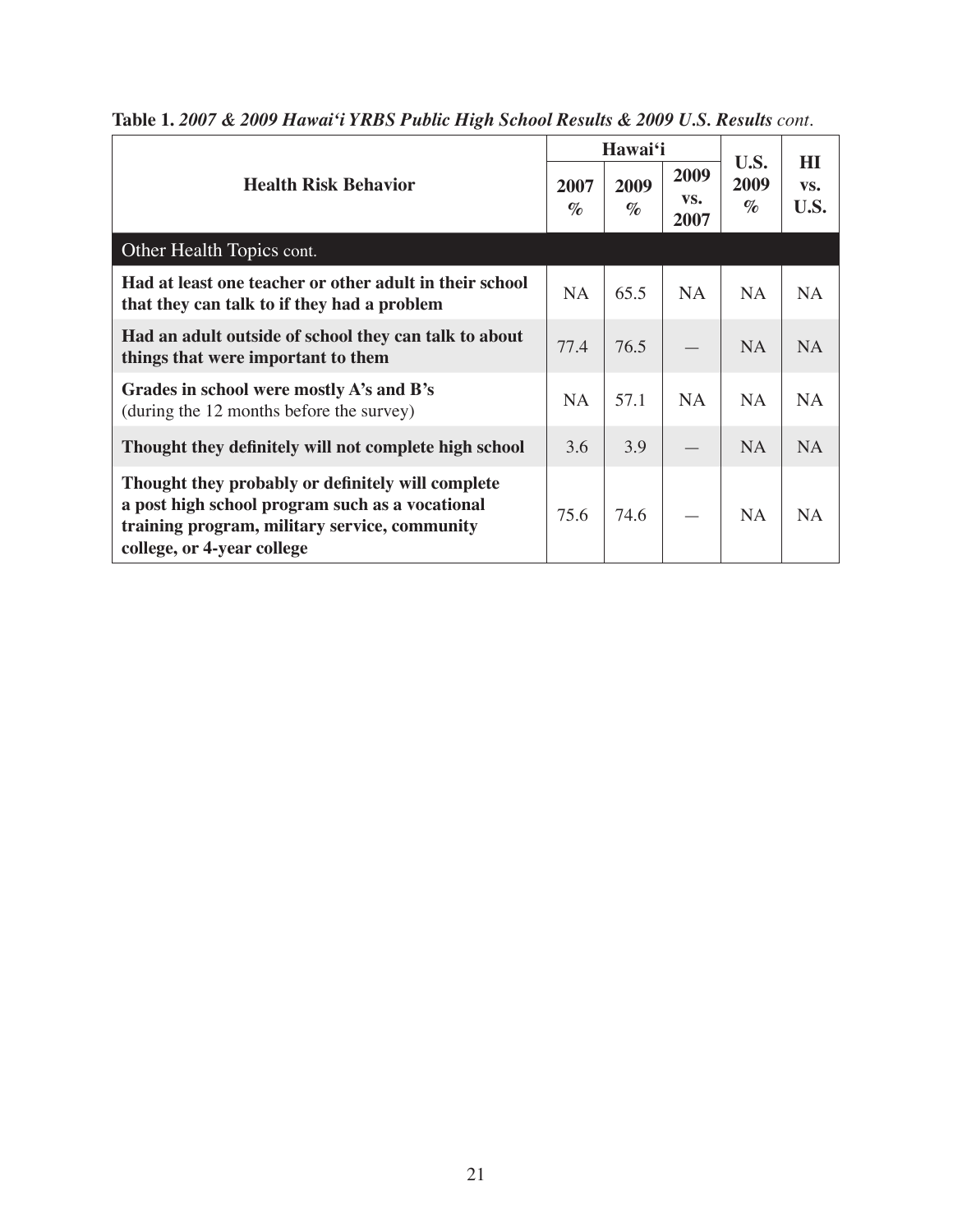**Table 1.** ***2007 & 2009 Hawaiʻi YRBS Public High School Results & 2009 U.S. Results*** *cont.*

| Health Risk Behavior | Hawaiʻi | | | U.S. 2009 % | HI vs. U.S. |
|---|---|---|---|---|---|
| | 2007 % | 2009 % | 2009 vs. 2007 | | |
| **Other Health Topics** cont. | | | | | |
| **Had at least one teacher or other adult in their school that they can talk to if they had a problem** | NA | 65.5 | NA | NA | NA |
| **Had an adult outside of school they can talk to about things that were important to them** | 77.4 | 76.5 | — | NA | NA |
| **Grades in school were mostly A's and B's** (during the 12 months before the survey) | NA | 57.1 | NA | NA | NA |
| **Thought they definitely will not complete high school** | 3.6 | 3.9 | — | NA | NA |
| **Thought they probably or definitely will complete a post high school program such as a vocational training program, military service, community college, or 4-year college** | 75.6 | 74.6 | — | NA | NA |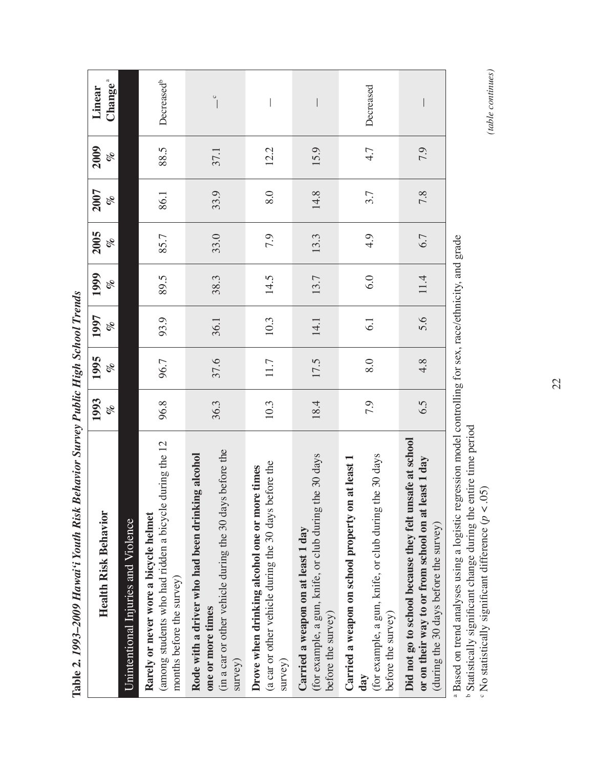**Table 2. 1993–2009 Hawai'i Youth Risk Behavior Survey Public High School Trends**

| Health Risk Behavior | 1993 % | 1995 % | 1997 % | 1999 % | 2005 % | 2007 % | 2009 % | Linear Change[a] |
|---|---|---|---|---|---|---|---|---|
| Unintentional Injuries and Violence | | | | | | | | |
| **Rarely or never wore a bicycle helmet** (among students who had ridden a bicycle during the 12 months before the survey) | 96.8 | 96.7 | 93.9 | 89.5 | 85.7 | 86.1 | 88.5 | Decreased[b] |
| **Rode with a driver who had been drinking alcohol one or more times** (in a car or other vehicle during the 30 days before the survey) | 36.3 | 37.6 | 36.1 | 38.3 | 33.0 | 33.9 | 37.1 | —[c] |
| **Drove when drinking alcohol one or more times** (a car or other vehicle during the 30 days before the survey) | 10.3 | 11.7 | 10.3 | 14.5 | 7.9 | 8.0 | 12.2 | — |
| **Carried a weapon on at least 1 day** (for example, a gun, knife, or club during the 30 days before the survey) | 18.4 | 17.5 | 14.1 | 13.7 | 13.3 | 14.8 | 15.9 | — |
| **Carried a weapon on school property on at least 1 day** (for example, a gun, knife, or club during the 30 days before the survey) | 7.9 | 8.0 | 6.1 | 6.0 | 4.9 | 3.7 | 4.7 | Decreased |
| **Did not go to school because they felt unsafe at school or on their way to or from school on at least 1 day** (during the 30 days before the survey) | 6.5 | 4.8 | 5.6 | 11.4 | 6.7 | 7.8 | 7.9 | — |

[a] Based on trend analyses using a logistic regression model controlling for sex, race/ethnicity, and grade
[b] Statistically significant change during the entire time period
[c] No statistically significant difference ($p < .05$)

*(table continues)*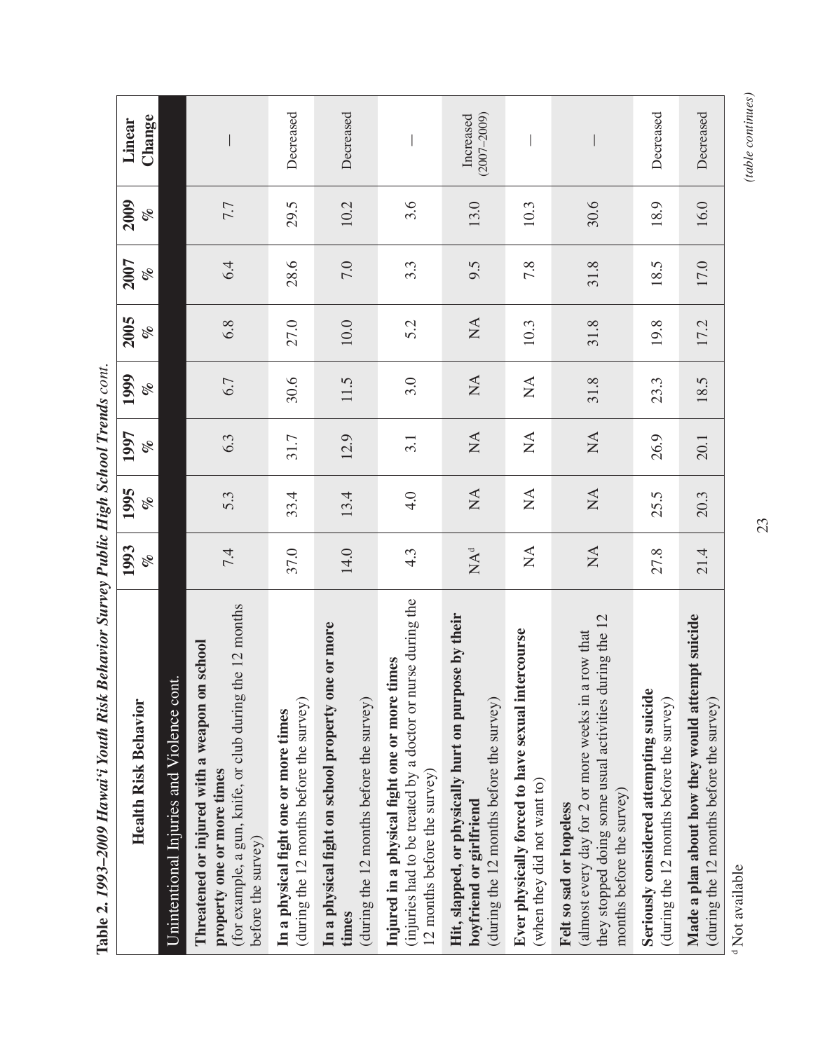**Table 2. *1993–2009 Hawai'i Youth Risk Behavior Survey Public High School Trends cont.***

| Health Risk Behavior | 1993 % | 1995 % | 1997 % | 1999 % | 2005 % | 2007 % | 2009 % | Linear Change |
|---|---|---|---|---|---|---|---|---|
| Unintentional Injuries and Violence cont. | | | | | | | | |
| **Threatened or injured with a weapon on school property one or more times** (for example, a gun, knife, or club during the 12 months before the survey) | 7.4 | 5.3 | 6.3 | 6.7 | 6.8 | 6.4 | 7.7 | — |
| **In a physical fight one or more times** (during the 12 months before the survey) | 37.0 | 33.4 | 31.7 | 30.6 | 27.0 | 28.6 | 29.5 | Decreased |
| **In a physical fight on school property one or more times** (during the 12 months before the survey) | 14.0 | 13.4 | 12.9 | 11.5 | 10.0 | 7.0 | 10.2 | Decreased |
| **Injured in a physical fight one or more times** (injuries had to be treated by a doctor or nurse during the 12 months before the survey) | 4.3 | 4.0 | 3.1 | 3.0 | 5.2 | 3.3 | 3.6 | — |
| **Hit, slapped, or physically hurt on purpose by their boyfriend or girlfriend** (during the 12 months before the survey) | NA[d] | NA | NA | NA | NA | 9.5 | 13.0 | Increased (2007–2009) |
| **Ever physically forced to have sexual intercourse** (when they did not want to) | NA | NA | NA | NA | 10.3 | 7.8 | 10.3 | — |
| **Felt so sad or hopeless** (almost every day for 2 or more weeks in a row that they stopped doing some usual activities during the 12 months before the survey) | NA | NA | NA | 31.8 | 31.8 | 31.8 | 30.6 | — |
| **Seriously considered attempting suicide** (during the 12 months before the survey) | 27.8 | 25.5 | 26.9 | 23.3 | 19.8 | 18.5 | 18.9 | Decreased |
| **Made a plan about how they would attempt suicide** (during the 12 months before the survey) | 21.4 | 20.3 | 20.1 | 18.5 | 17.2 | 17.0 | 16.0 | Decreased |

[d] Not available

*(table continues)*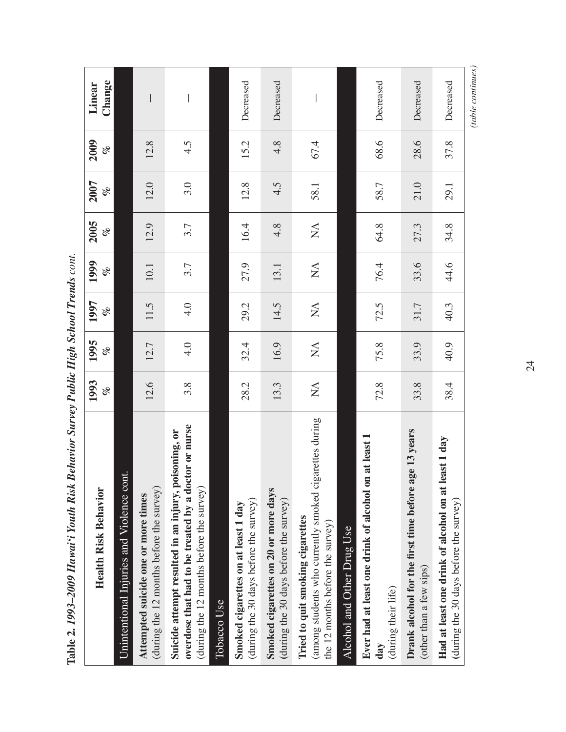**Table 2.** ***1993–2009 Hawai'i Youth Risk Behavior Survey Public High School Trends cont.***

| Health Risk Behavior | 1993 % | 1995 % | 1997 % | 1999 % | 2005 % | 2007 % | 2009 % | Linear Change |
|---|---|---|---|---|---|---|---|---|
| Unintentional Injuries and Violence cont. | | | | | | | | |
| **Attempted suicide one or more times** (during the 12 months before the survey) | 12.6 | 12.7 | 11.5 | 10.1 | 12.9 | 12.0 | 12.8 | — |
| **Suicide attempt resulted in an injury, poisoning, or overdose that had to be treated by a doctor or nurse** (during the 12 months before the survey) | 3.8 | 4.0 | 4.0 | 3.7 | 3.7 | 3.0 | 4.5 | — |
| Tobacco Use | | | | | | | | |
| **Smoked cigarettes on at least 1 day** (during the 30 days before the survey) | 28.2 | 32.4 | 29.2 | 27.9 | 16.4 | 12.8 | 15.2 | Decreased |
| **Smoked cigarettes on 20 or more days** (during the 30 days before the survey) | 13.3 | 16.9 | 14.5 | 13.1 | 4.8 | 4.5 | 4.8 | Decreased |
| **Tried to quit smoking cigarettes** (among students who currently smoked cigarettes during the 12 months before the survey) | NA | NA | NA | NA | NA | 58.1 | 67.4 | — |
| Alcohol and Other Drug Use | | | | | | | | |
| **Ever had at least one drink of alcohol on at least 1 day** (during their life) | 72.8 | 75.8 | 72.5 | 76.4 | 64.8 | 58.7 | 68.6 | Decreased |
| **Drank alcohol for the first time before age 13 years** (other than a few sips) | 33.8 | 33.9 | 31.7 | 33.6 | 27.3 | 21.0 | 28.6 | Decreased |
| **Had at least one drink of alcohol on at least 1 day** (during the 30 days before the survey) | 38.4 | 40.9 | 40.3 | 44.6 | 34.8 | 29.1 | 37.8 | Decreased |

*(table continues)*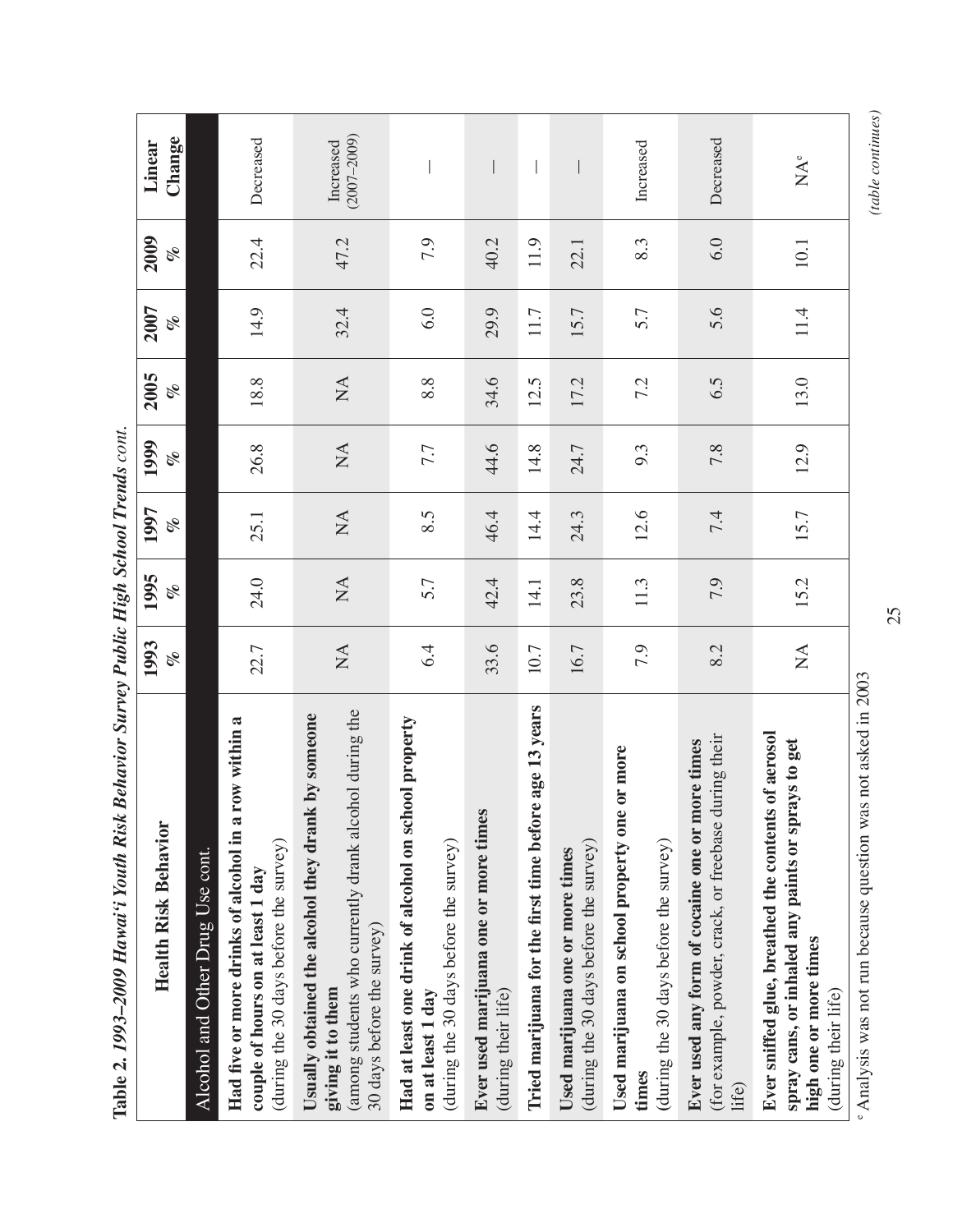**Table 2. *1993–2009 Hawai'i Youth Risk Behavior Survey Public High School Trends cont.***

| Health Risk Behavior | 1993 % | 1995 % | 1997 % | 1999 % | 2005 % | 2007 % | 2009 % | Linear Change |
|---|---|---|---|---|---|---|---|---|
| Alcohol and Other Drug Use cont. | | | | | | | | |
| **Had five or more drinks of alcohol in a row within a couple of hours on at least 1 day** (during the 30 days before the survey) | 22.7 | 24.0 | 25.1 | 26.8 | 18.8 | 14.9 | 22.4 | Decreased |
| **Usually obtained the alcohol they drank by someone giving it to them** (among students who currently drank alcohol during the 30 days before the survey) | NA | NA | NA | NA | NA | 32.4 | 47.2 | Increased (2007–2009) |
| **Had at least one drink of alcohol on school property on at least 1 day** (during the 30 days before the survey) | 6.4 | 5.7 | 8.5 | 7.7 | 8.8 | 6.0 | 7.9 | — |
| **Ever used marijuana one or more times** (during their life) | 33.6 | 42.4 | 46.4 | 44.6 | 34.6 | 29.9 | 40.2 | — |
| **Tried marijuana for the first time before age 13 years** | 10.7 | 14.1 | 14.4 | 14.8 | 12.5 | 11.7 | 11.9 | — |
| **Used marijuana one or more times** (during the 30 days before the survey) | 16.7 | 23.8 | 24.3 | 24.7 | 17.2 | 15.7 | 22.1 | — |
| **Used marijuana on school property one or more times** (during the 30 days before the survey) | 7.9 | 11.3 | 12.6 | 9.3 | 7.2 | 5.7 | 8.3 | Increased |
| **Ever used any form of cocaine one or more times** (for example, powder, crack, or freebase during their life) | 8.2 | 7.9 | 7.4 | 7.8 | 6.5 | 5.6 | 6.0 | Decreased |
| **Ever sniffed glue, breathed the contents of aerosol spray cans, or inhaled any paints or sprays to get high one or more times** (during their life) | NA | 15.2 | 15.7 | 12.9 | 13.0 | 11.4 | 10.1 | NA[e] |

[e] Analysis was not run because question was not asked in 2003

*(table continues)*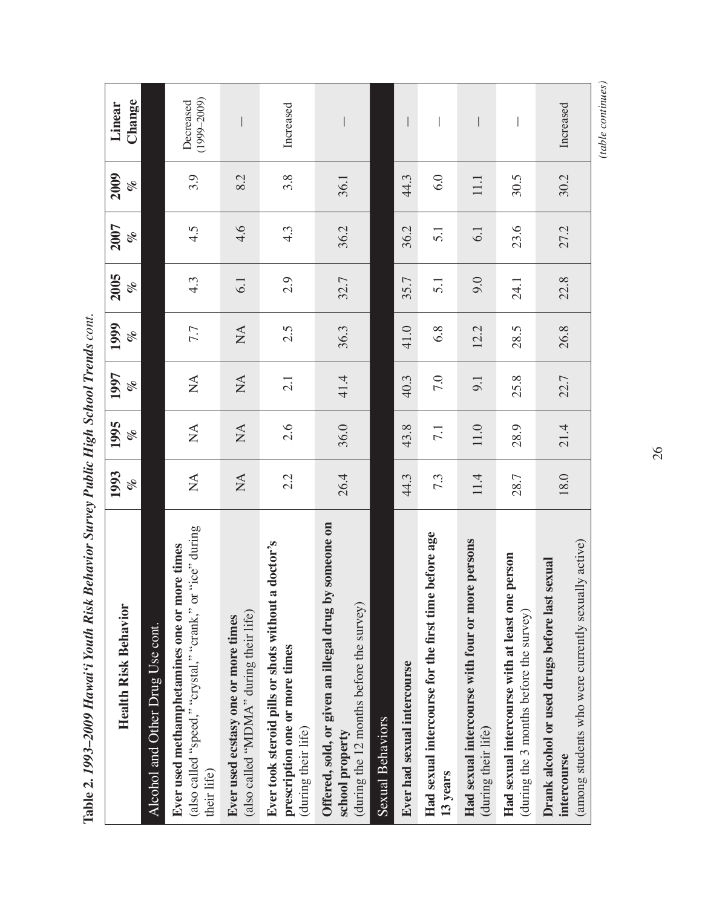**Table 2. *1993–2009 Hawai'i Youth Risk Behavior Survey Public High School Trends cont.***

| Health Risk Behavior | 1993 % | 1995 % | 1997 % | 1999 % | 2005 % | 2007 % | 2009 % | Linear Change |
|---|---|---|---|---|---|---|---|---|
| Alcohol and Other Drug Use cont. | | | | | | | | |
| **Ever used methamphetamines one or more times** (also called "speed," "crystal," "crank," or "ice" during their life) | NA | NA | NA | 7.7 | 4.3 | 4.5 | 3.9 | Decreased (1999–2009) |
| **Ever used ecstasy one or more times** (also called "MDMA" during their life) | NA | NA | NA | NA | 6.1 | 4.6 | 8.2 | — |
| **Ever took steroid pills or shots without a doctor's prescription one or more times** (during their life) | 2.2 | 2.6 | 2.1 | 2.5 | 2.9 | 4.3 | 3.8 | Increased |
| **Offered, sold, or given an illegal drug by someone on school property** (during the 12 months before the survey) | 26.4 | 36.0 | 41.4 | 36.3 | 32.7 | 36.2 | 36.1 | — |
| Sexual Behaviors | | | | | | | | |
| **Ever had sexual intercourse** | 44.3 | 43.8 | 40.3 | 41.0 | 35.7 | 36.2 | 44.3 | — |
| **Had sexual intercourse for the first time before age 13 years** | 7.3 | 7.1 | 7.0 | 6.8 | 5.1 | 5.1 | 6.0 | — |
| **Had sexual intercourse with four or more persons** (during their life) | 11.4 | 11.0 | 9.1 | 12.2 | 9.0 | 6.1 | 11.1 | — |
| **Had sexual intercourse with at least one person** (during the 3 months before the survey) | 28.7 | 28.9 | 25.8 | 28.5 | 24.1 | 23.6 | 30.5 | — |
| **Drank alcohol or used drugs before last sexual intercourse** (among students who were currently sexually active) | 18.0 | 21.4 | 22.7 | 26.8 | 22.8 | 27.2 | 30.2 | Increased |

*(table continues)*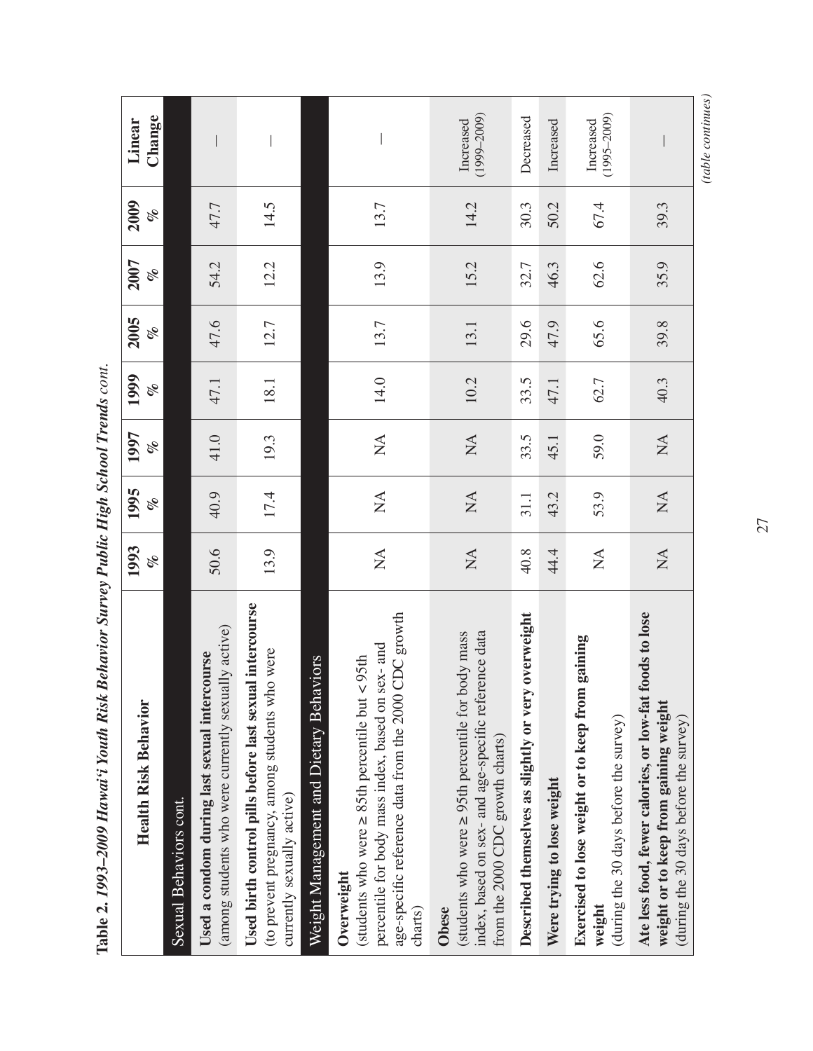**Table 2. *1993–2009 Hawai'i Youth Risk Behavior Survey Public High School Trends cont.***

| Health Risk Behavior | 1993 % | 1995 % | 1997 % | 1999 % | 2005 % | 2007 % | 2009 % | Linear Change |
|---|---|---|---|---|---|---|---|---|
| Sexual Behaviors cont. | | | | | | | | |
| **Used a condom during last sexual intercourse** (among students who were currently sexually active) | 50.6 | 40.9 | 41.0 | 47.1 | 47.6 | 54.2 | 47.7 | — |
| **Used birth control pills before last sexual intercourse** (to prevent pregnancy, among students who were currently sexually active) | 13.9 | 17.4 | 19.3 | 18.1 | 12.7 | 12.2 | 14.5 | — |
| Weight Management and Dietary Behaviors | | | | | | | | |
| **Overweight** (students who were ≥ 85th percentile but < 95th percentile for body mass index, based on sex- and age-specific reference data from the 2000 CDC growth charts) | NA | NA | NA | 14.0 | 13.7 | 13.9 | 13.7 | — |
| **Obese** (students who were ≥ 95th percentile for body mass index, based on sex- and age-specific reference data from the 2000 CDC growth charts) | NA | NA | NA | 10.2 | 13.1 | 15.2 | 14.2 | Increased (1999–2009) |
| **Described themselves as slightly or very overweight** | 40.8 | 31.1 | 33.5 | 33.5 | 29.6 | 32.7 | 30.3 | Decreased |
| **Were trying to lose weight** | 44.4 | 43.2 | 45.1 | 47.1 | 47.9 | 46.3 | 50.2 | Increased |
| **Exercised to lose weight or to keep from gaining weight** (during the 30 days before the survey) | NA | 53.9 | 59.0 | 62.7 | 65.6 | 62.6 | 67.4 | Increased (1995–2009) |
| **Ate less food, fewer calories, or low-fat foods to lose weight or to keep from gaining weight** (during the 30 days before the survey) | NA | NA | NA | 40.3 | 39.8 | 35.9 | 39.3 | — |

*(table continues)*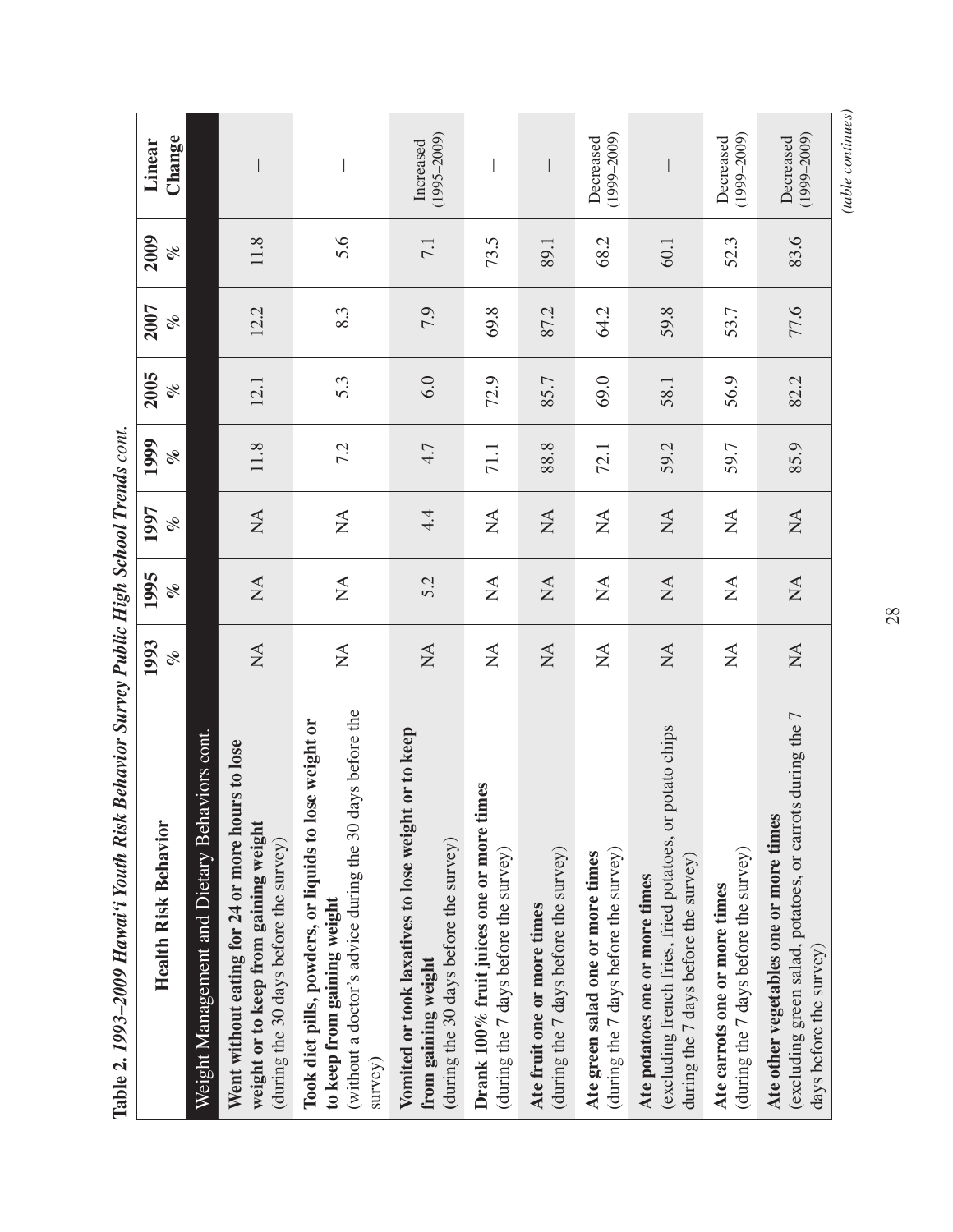**Table 2. *1993–2009 Hawai'i Youth Risk Behavior Survey Public High School Trends cont.***

| Health Risk Behavior | 1993 % | 1995 % | 1997 % | 1999 % | 2005 % | 2007 % | 2009 % | Linear Change |
|---|---|---|---|---|---|---|---|---|
| Weight Management and Dietary Behaviors cont. | | | | | | | | |
| **Went without eating for 24 or more hours to lose weight or to keep from gaining weight** (during the 30 days before the survey) | NA | NA | NA | 11.8 | 12.1 | 12.2 | 11.8 | — |
| **Took diet pills, powders, or liquids to lose weight or to keep from gaining weight** (without a doctor's advice during the 30 days before the survey) | NA | NA | NA | 7.2 | 5.3 | 8.3 | 5.6 | — |
| **Vomited or took laxatives to lose weight or to keep from gaining weight** (during the 30 days before the survey) | NA | 5.2 | 4.4 | 4.7 | 6.0 | 7.9 | 7.1 | Increased (1995–2009) |
| **Drank 100% fruit juices one or more times** (during the 7 days before the survey) | NA | NA | NA | 71.1 | 72.9 | 69.8 | 73.5 | — |
| **Ate fruit one or more times** (during the 7 days before the survey) | NA | NA | NA | 88.8 | 85.7 | 87.2 | 89.1 | — |
| **Ate green salad one or more times** (during the 7 days before the survey) | NA | NA | NA | 72.1 | 69.0 | 64.2 | 68.2 | Decreased (1999–2009) |
| **Ate potatoes one or more times** (excluding french fries, fried potatoes, or potato chips during the 7 days before the survey) | NA | NA | NA | 59.2 | 58.1 | 59.8 | 60.1 | — |
| **Ate carrots one or more times** (during the 7 days before the survey) | NA | NA | NA | 59.7 | 56.9 | 53.7 | 52.3 | Decreased (1999–2009) |
| **Ate other vegetables one or more times** (excluding green salad, potatoes, or carrots during the 7 days before the survey) | NA | NA | NA | 85.9 | 82.2 | 77.6 | 83.6 | Decreased (1999–2009) |

*(table continues)*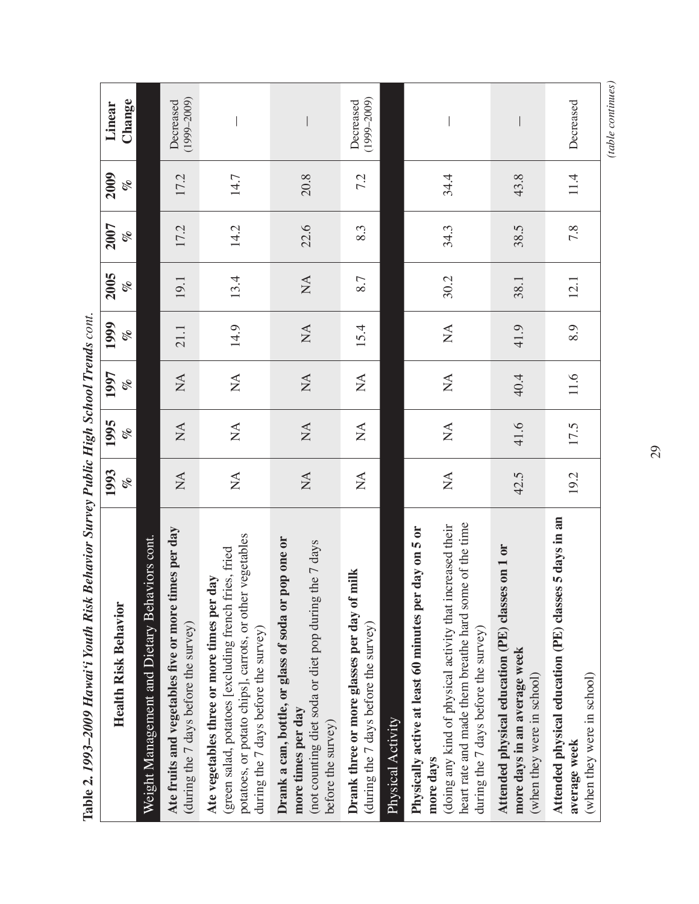**Table 2. *1993–2009 Hawai'i Youth Risk Behavior Survey Public High School Trends cont.***

| Health Risk Behavior | 1993 % | 1995 % | 1997 % | 1999 % | 2005 % | 2007 % | 2009 % | Linear Change |
|---|---|---|---|---|---|---|---|---|
| Weight Management and Dietary Behaviors cont. | | | | | | | | |
| **Ate fruits and vegetables five or more times per day** (during the 7 days before the survey) | NA | NA | NA | 21.1 | 19.1 | 17.2 | 17.2 | Decreased (1999–2009) |
| **Ate vegetables three or more times per day** (green salad, potatoes [excluding french fries, fried potatoes, or potato chips], carrots, or other vegetables during the 7 days before the survey) | NA | NA | NA | 14.9 | 13.4 | 14.2 | 14.7 | — |
| **Drank a can, bottle, or glass of soda or pop one or more times per day** (not counting diet soda or diet pop during the 7 days before the survey) | NA | NA | NA | NA | NA | 22.6 | 20.8 | — |
| **Drank three or more glasses per day of milk** (during the 7 days before the survey) | NA | NA | NA | 15.4 | 8.7 | 8.3 | 7.2 | Decreased (1999–2009) |
| Physical Activity | | | | | | | | |
| **Physically active at least 60 minutes per day on 5 or more days** (doing any kind of physical activity that increased their heart rate and made them breathe hard some of the time during the 7 days before the survey) | NA | NA | NA | NA | 30.2 | 34.3 | 34.4 | — |
| **Attended physical education (PE) classes on 1 or more days in an average week** (when they were in school) | 42.5 | 41.6 | 40.4 | 41.9 | 38.1 | 38.5 | 43.8 | — |
| **Attended physical education (PE) classes 5 days in an average week** (when they were in school) | 19.2 | 17.5 | 11.6 | 8.9 | 12.1 | 7.8 | 11.4 | Decreased |

*(table continues)*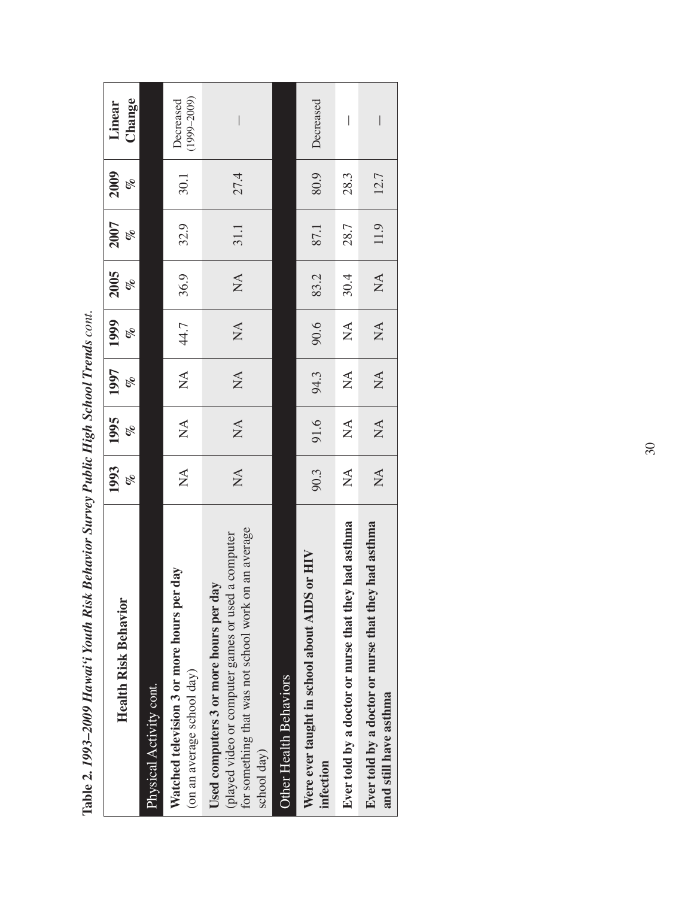**Table 2. *1993–2009 Hawai'i Youth Risk Behavior Survey Public High School Trends cont.***

| Health Risk Behavior | 1993 % | 1995 % | 1997 % | 1999 % | 2005 % | 2007 % | 2009 % | Linear Change |
|---|---|---|---|---|---|---|---|---|
| Physical Activity cont. | | | | | | | | |
| **Watched television 3 or more hours per day** (on an average school day) | NA | NA | NA | 44.7 | 36.9 | 32.9 | 30.1 | Decreased (1999–2009) |
| **Used computers 3 or more hours per day** (played video or computer games or used a computer for something that was not school work on an average school day) | NA | NA | NA | NA | NA | 31.1 | 27.4 | — |
| Other Health Behaviors | | | | | | | | |
| **Were ever taught in school about AIDS or HIV infection** | 90.3 | 91.6 | 94.3 | 90.6 | 83.2 | 87.1 | 80.9 | Decreased |
| **Ever told by a doctor or nurse that they had asthma** | NA | NA | NA | NA | 30.4 | 28.7 | 28.3 | — |
| **Ever told by a doctor or nurse that they had asthma and still have asthma** | NA | NA | NA | NA | NA | 11.9 | 12.7 | — |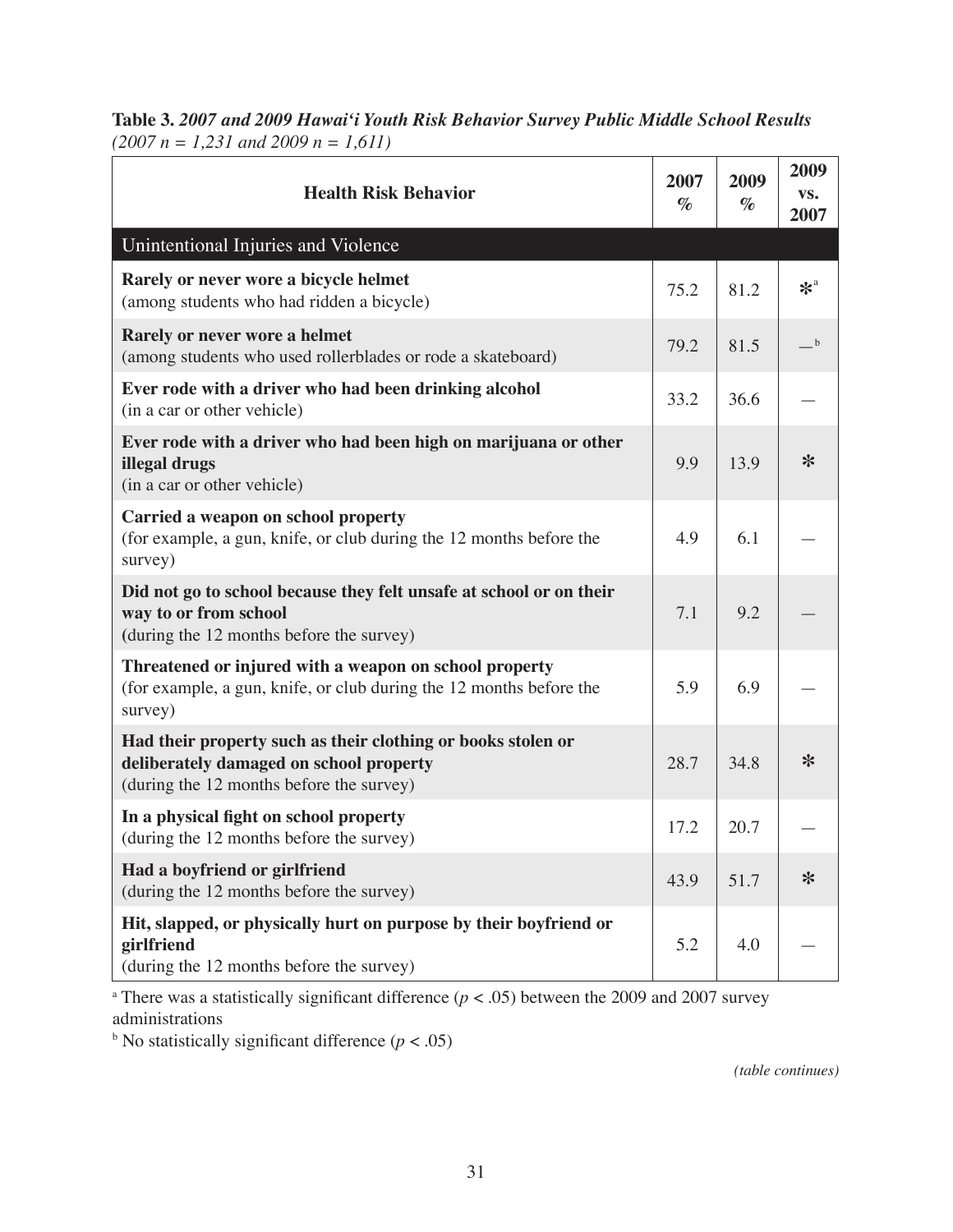**Table 3.** *2007 and 2009 Hawai'i Youth Risk Behavior Survey Public Middle School Results (2007 n = 1,231 and 2009 n = 1,611)*

| Health Risk Behavior | 2007 % | 2009 % | 2009 vs. 2007 |
|---|---|---|---|
| **Unintentional Injuries and Violence** | | | |
| **Rarely or never wore a bicycle helmet** (among students who had ridden a bicycle) | 75.2 | 81.2 | *[a] |
| **Rarely or never wore a helmet** (among students who used rollerblades or rode a skateboard) | 79.2 | 81.5 | —[b] |
| **Ever rode with a driver who had been drinking alcohol** (in a car or other vehicle) | 33.2 | 36.6 | — |
| **Ever rode with a driver who had been high on marijuana or other illegal drugs** (in a car or other vehicle) | 9.9 | 13.9 | * |
| **Carried a weapon on school property** (for example, a gun, knife, or club during the 12 months before the survey) | 4.9 | 6.1 | — |
| **Did not go to school because they felt unsafe at school or on their way to or from school** (during the 12 months before the survey) | 7.1 | 9.2 | — |
| **Threatened or injured with a weapon on school property** (for example, a gun, knife, or club during the 12 months before the survey) | 5.9 | 6.9 | — |
| **Had their property such as their clothing or books stolen or deliberately damaged on school property** (during the 12 months before the survey) | 28.7 | 34.8 | * |
| **In a physical fight on school property** (during the 12 months before the survey) | 17.2 | 20.7 | — |
| **Had a boyfriend or girlfriend** (during the 12 months before the survey) | 43.9 | 51.7 | * |
| **Hit, slapped, or physically hurt on purpose by their boyfriend or girlfriend** (during the 12 months before the survey) | 5.2 | 4.0 | — |

[a] There was a statistically significant difference ($p < .05$) between the 2009 and 2007 survey administrations

[b] No statistically significant difference ($p < .05$)

*(table continues)*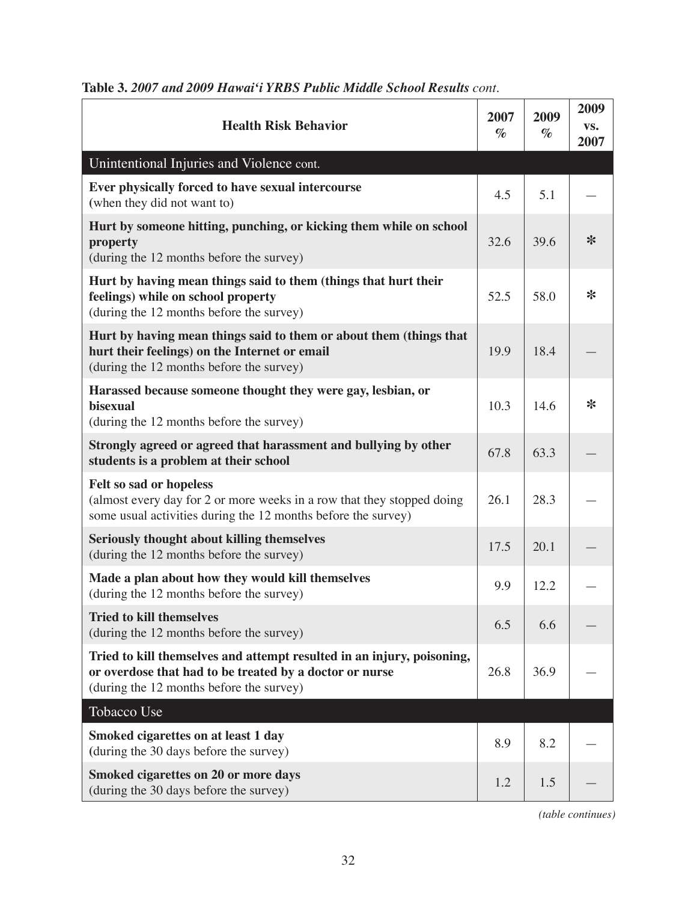**Table 3.** ***2007 and 2009 Hawai'i YRBS Public Middle School Results** cont.*

| Health Risk Behavior | 2007 % | 2009 % | 2009 vs. 2007 |
|---|---|---|---|
| Unintentional Injuries and Violence cont. | | | |
| **Ever physically forced to have sexual intercourse** (when they did not want to) | 4.5 | 5.1 | — |
| **Hurt by someone hitting, punching, or kicking them while on school property** (during the 12 months before the survey) | 32.6 | 39.6 | * |
| **Hurt by having mean things said to them (things that hurt their feelings) while on school property** (during the 12 months before the survey) | 52.5 | 58.0 | * |
| **Hurt by having mean things said to them or about them (things that hurt their feelings) on the Internet or email** (during the 12 months before the survey) | 19.9 | 18.4 | — |
| **Harassed because someone thought they were gay, lesbian, or bisexual** (during the 12 months before the survey) | 10.3 | 14.6 | * |
| **Strongly agreed or agreed that harassment and bullying by other students is a problem at their school** | 67.8 | 63.3 | — |
| **Felt so sad or hopeless** (almost every day for 2 or more weeks in a row that they stopped doing some usual activities during the 12 months before the survey) | 26.1 | 28.3 | — |
| **Seriously thought about killing themselves** (during the 12 months before the survey) | 17.5 | 20.1 | — |
| **Made a plan about how they would kill themselves** (during the 12 months before the survey) | 9.9 | 12.2 | — |
| **Tried to kill themselves** (during the 12 months before the survey) | 6.5 | 6.6 | — |
| **Tried to kill themselves and attempt resulted in an injury, poisoning, or overdose that had to be treated by a doctor or nurse** (during the 12 months before the survey) | 26.8 | 36.9 | — |
| Tobacco Use | | | |
| **Smoked cigarettes on at least 1 day** (during the 30 days before the survey) | 8.9 | 8.2 | — |
| **Smoked cigarettes on 20 or more days** (during the 30 days before the survey) | 1.2 | 1.5 | — |

*(table continues)*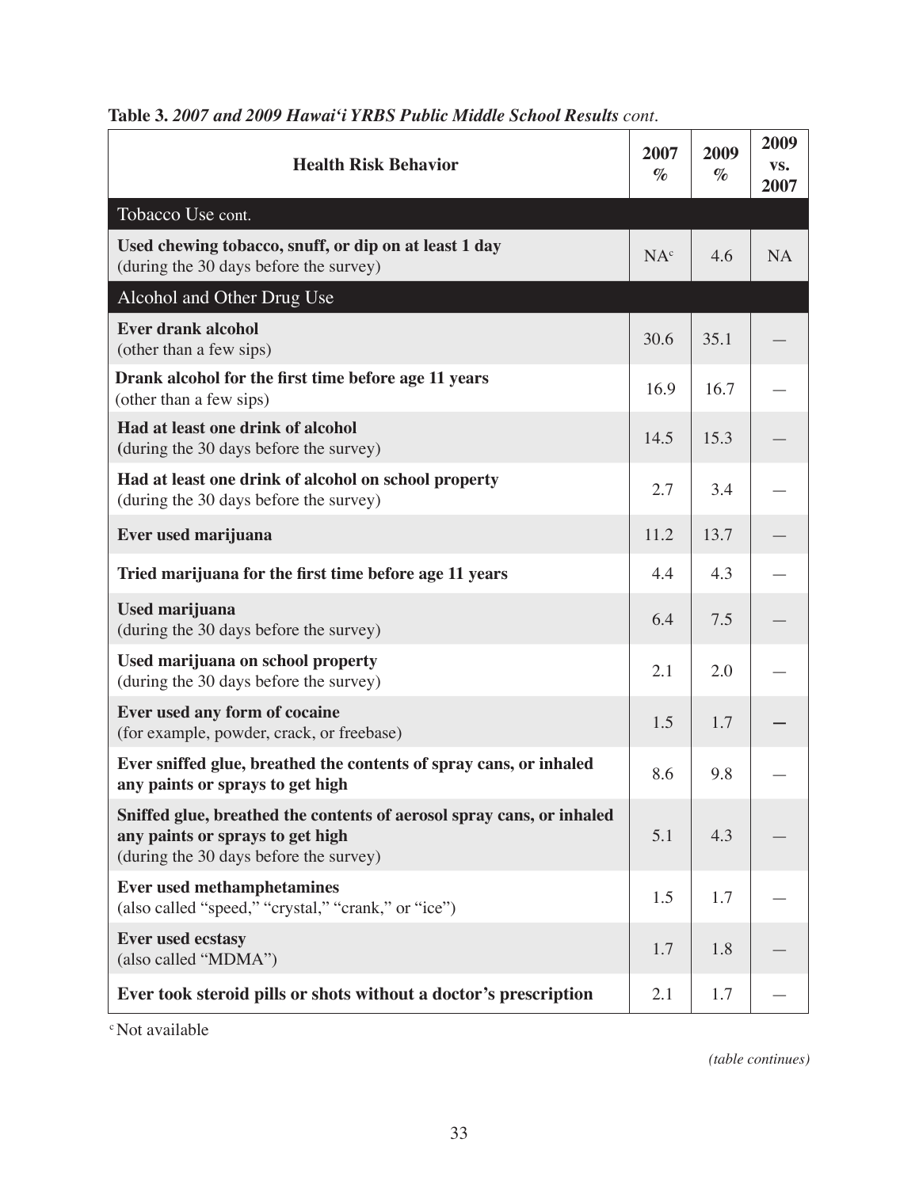**Table 3.** *2007 and 2009 Hawai'i YRBS Public Middle School Results cont.*

| Health Risk Behavior | 2007 % | 2009 % | 2009 vs. 2007 |
|---|---|---|---|
| Tobacco Use cont. | | | |
| **Used chewing tobacco, snuff, or dip on at least 1 day** (during the 30 days before the survey) | NA[c] | 4.6 | NA |
| Alcohol and Other Drug Use | | | |
| **Ever drank alcohol** (other than a few sips) | 30.6 | 35.1 | — |
| **Drank alcohol for the first time before age 11 years** (other than a few sips) | 16.9 | 16.7 | — |
| **Had at least one drink of alcohol** (during the 30 days before the survey) | 14.5 | 15.3 | — |
| **Had at least one drink of alcohol on school property** (during the 30 days before the survey) | 2.7 | 3.4 | — |
| **Ever used marijuana** | 11.2 | 13.7 | — |
| **Tried marijuana for the first time before age 11 years** | 4.4 | 4.3 | — |
| **Used marijuana** (during the 30 days before the survey) | 6.4 | 7.5 | — |
| **Used marijuana on school property** (during the 30 days before the survey) | 2.1 | 2.0 | — |
| **Ever used any form of cocaine** (for example, powder, crack, or freebase) | 1.5 | 1.7 | — |
| **Ever sniffed glue, breathed the contents of spray cans, or inhaled any paints or sprays to get high** | 8.6 | 9.8 | — |
| **Sniffed glue, breathed the contents of aerosol spray cans, or inhaled any paints or sprays to get high** (during the 30 days before the survey) | 5.1 | 4.3 | — |
| **Ever used methamphetamines** (also called "speed," "crystal," "crank," or "ice") | 1.5 | 1.7 | — |
| **Ever used ecstasy** (also called "MDMA") | 1.7 | 1.8 | — |
| **Ever took steroid pills or shots without a doctor's prescription** | 2.1 | 1.7 | — |

[c] Not available

*(table continues)*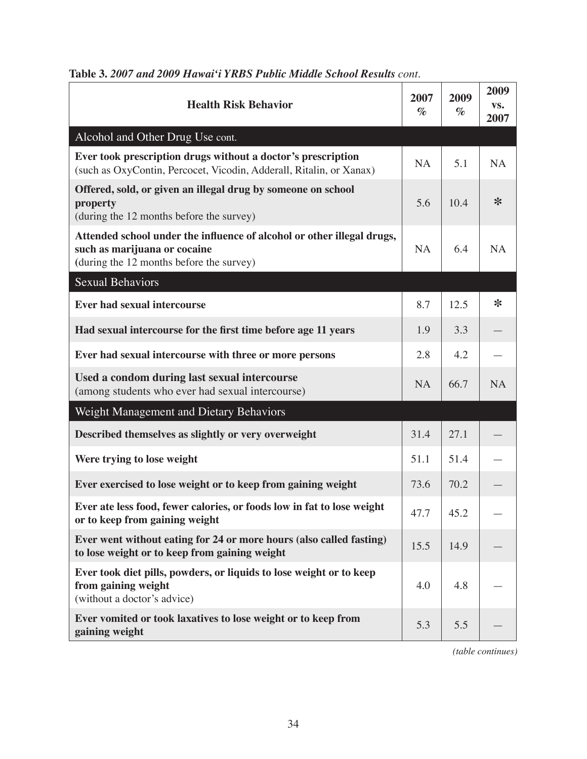**Table 3.** *2007 and 2009 Hawai'i YRBS Public Middle School Results cont.*

| Health Risk Behavior | 2007 % | 2009 % | 2009 vs. 2007 |
|---|---|---|---|
| **Alcohol and Other Drug Use cont.** | | | |
| **Ever took prescription drugs without a doctor's prescription** (such as OxyContin, Percocet, Vicodin, Adderall, Ritalin, or Xanax) | NA | 5.1 | NA |
| **Offered, sold, or given an illegal drug by someone on school property** (during the 12 months before the survey) | 5.6 | 10.4 | * |
| **Attended school under the influence of alcohol or other illegal drugs, such as marijuana or cocaine** (during the 12 months before the survey) | NA | 6.4 | NA |
| **Sexual Behaviors** | | | |
| **Ever had sexual intercourse** | 8.7 | 12.5 | * |
| **Had sexual intercourse for the first time before age 11 years** | 1.9 | 3.3 | — |
| **Ever had sexual intercourse with three or more persons** | 2.8 | 4.2 | — |
| **Used a condom during last sexual intercourse** (among students who ever had sexual intercourse) | NA | 66.7 | NA |
| **Weight Management and Dietary Behaviors** | | | |
| **Described themselves as slightly or very overweight** | 31.4 | 27.1 | — |
| **Were trying to lose weight** | 51.1 | 51.4 | — |
| **Ever exercised to lose weight or to keep from gaining weight** | 73.6 | 70.2 | — |
| **Ever ate less food, fewer calories, or foods low in fat to lose weight or to keep from gaining weight** | 47.7 | 45.2 | — |
| **Ever went without eating for 24 or more hours (also called fasting) to lose weight or to keep from gaining weight** | 15.5 | 14.9 | — |
| **Ever took diet pills, powders, or liquids to lose weight or to keep from gaining weight** (without a doctor's advice) | 4.0 | 4.8 | — |
| **Ever vomited or took laxatives to lose weight or to keep from gaining weight** | 5.3 | 5.5 | — |

*(table continues)*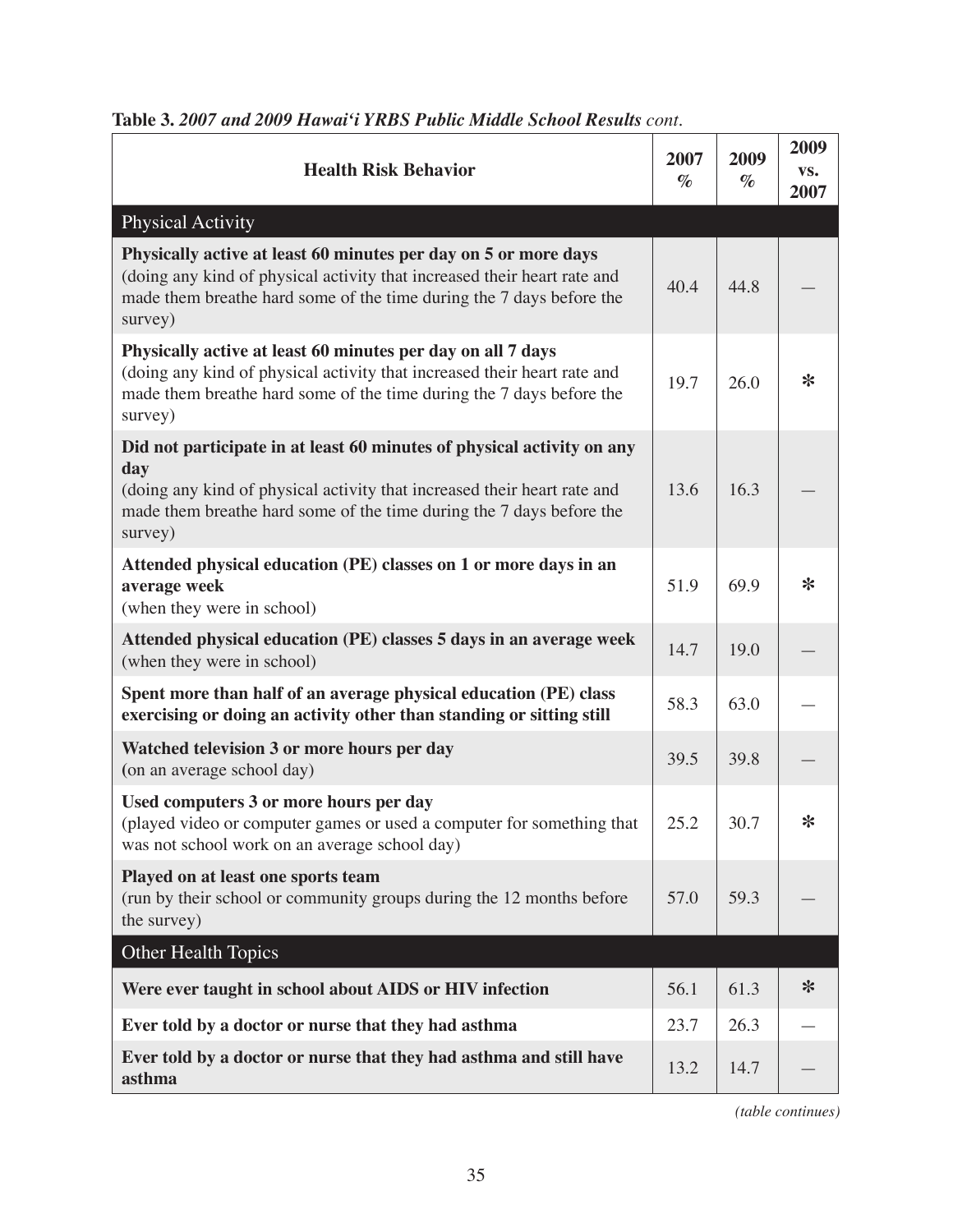**Table 3.** *2007 and 2009 Hawai'i YRBS Public Middle School Results cont.*

| Health Risk Behavior | 2007 % | 2009 % | 2009 vs. 2007 |
|---|---|---|---|
| Physical Activity | | | |
| **Physically active at least 60 minutes per day on 5 or more days** (doing any kind of physical activity that increased their heart rate and made them breathe hard some of the time during the 7 days before the survey) | 40.4 | 44.8 | — |
| **Physically active at least 60 minutes per day on all 7 days** (doing any kind of physical activity that increased their heart rate and made them breathe hard some of the time during the 7 days before the survey) | 19.7 | 26.0 | ✻ |
| **Did not participate in at least 60 minutes of physical activity on any day** (doing any kind of physical activity that increased their heart rate and made them breathe hard some of the time during the 7 days before the survey) | 13.6 | 16.3 | — |
| **Attended physical education (PE) classes on 1 or more days in an average week** (when they were in school) | 51.9 | 69.9 | ✻ |
| **Attended physical education (PE) classes 5 days in an average week** (when they were in school) | 14.7 | 19.0 | — |
| **Spent more than half of an average physical education (PE) class exercising or doing an activity other than standing or sitting still** | 58.3 | 63.0 | — |
| **Watched television 3 or more hours per day** (on an average school day) | 39.5 | 39.8 | — |
| **Used computers 3 or more hours per day** (played video or computer games or used a computer for something that was not school work on an average school day) | 25.2 | 30.7 | ✻ |
| **Played on at least one sports team** (run by their school or community groups during the 12 months before the survey) | 57.0 | 59.3 | — |
| Other Health Topics | | | |
| **Were ever taught in school about AIDS or HIV infection** | 56.1 | 61.3 | ✻ |
| **Ever told by a doctor or nurse that they had asthma** | 23.7 | 26.3 | — |
| **Ever told by a doctor or nurse that they had asthma and still have asthma** | 13.2 | 14.7 | — |

*(table continues)*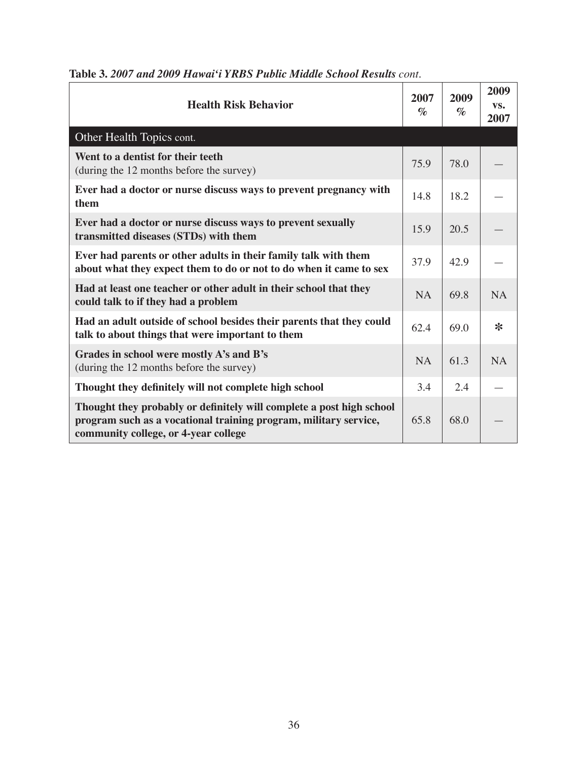**Table 3.** ***2007 and 2009 Hawai'i YRBS Public Middle School Results*** *cont.*

| Health Risk Behavior | 2007 % | 2009 % | 2009 vs. 2007 |
|---|---|---|---|
| Other Health Topics cont. | | | |
| **Went to a dentist for their teeth** (during the 12 months before the survey) | 75.9 | 78.0 | — |
| **Ever had a doctor or nurse discuss ways to prevent pregnancy with them** | 14.8 | 18.2 | — |
| **Ever had a doctor or nurse discuss ways to prevent sexually transmitted diseases (STDs) with them** | 15.9 | 20.5 | — |
| **Ever had parents or other adults in their family talk with them about what they expect them to do or not to do when it came to sex** | 37.9 | 42.9 | — |
| **Had at least one teacher or other adult in their school that they could talk to if they had a problem** | NA | 69.8 | NA |
| **Had an adult outside of school besides their parents that they could talk to about things that were important to them** | 62.4 | 69.0 | * |
| **Grades in school were mostly A's and B's** (during the 12 months before the survey) | NA | 61.3 | NA |
| **Thought they definitely will not complete high school** | 3.4 | 2.4 | — |
| **Thought they probably or definitely will complete a post high school program such as a vocational training program, military service, community college, or 4-year college** | 65.8 | 68.0 | — |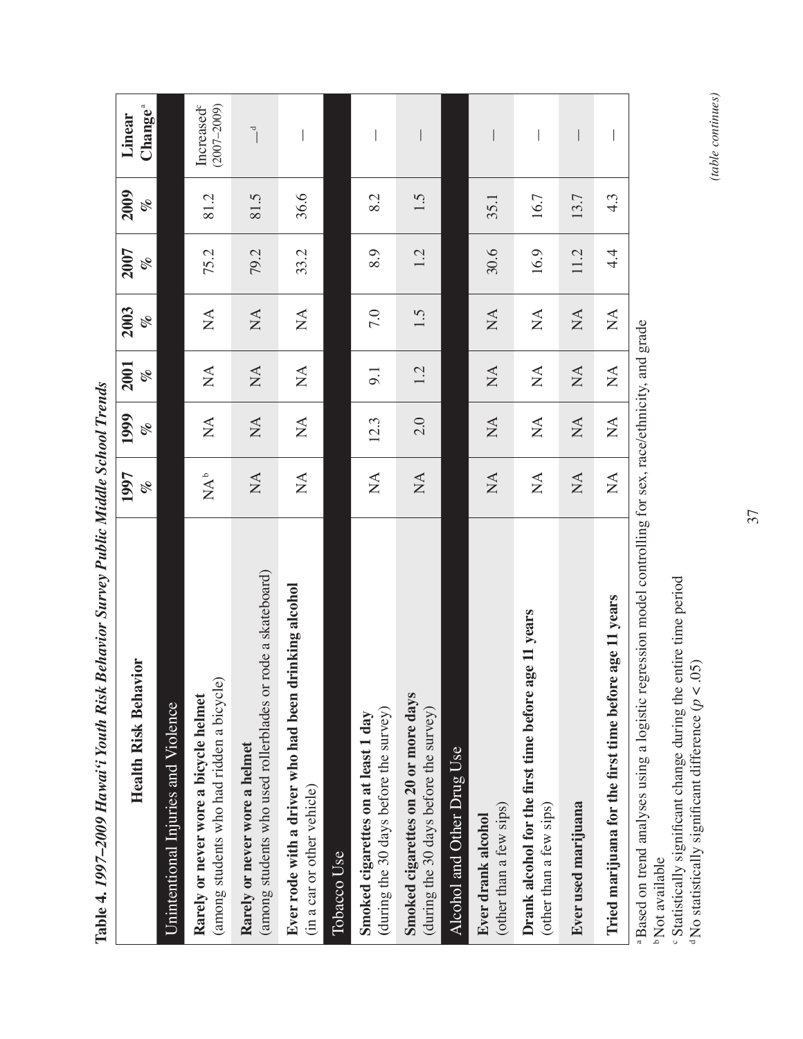**Table 4. 1997–2009 Hawai'i Youth Risk Behavior Survey Public Middle School Trends**

| Health Risk Behavior | 1997 % | 1999 % | 2001 % | 2003 % | 2007 % | 2009 % | Linear Change[a] |
|---|---|---|---|---|---|---|---|
| Unintentional Injuries and Violence | | | | | | | |
| **Rarely or never wore a bicycle helmet** (among students who had ridden a bicycle) | NA[b] | NA | NA | NA | 75.2 | 81.2 | Increased[c] (2007–2009) |
| **Rarely or never wore a helmet** (among students who used rollerblades or rode a skateboard) | NA | NA | NA | NA | 79.2 | 81.5 | —[d] |
| **Ever rode with a driver who had been drinking alcohol** (in a car or other vehicle) | NA | NA | NA | NA | 33.2 | 36.6 | — |
| Tobacco Use | | | | | | | |
| **Smoked cigarettes on at least 1 day** (during the 30 days before the survey) | NA | 12.3 | 9.1 | 7.0 | 8.9 | 8.2 | — |
| **Smoked cigarettes on 20 or more days** (during the 30 days before the survey) | NA | 2.0 | 1.2 | 1.5 | 1.2 | 1.5 | — |
| Alcohol and Other Drug Use | | | | | | | |
| **Ever drank alcohol** (other than a few sips) | NA | NA | NA | NA | 30.6 | 35.1 | — |
| **Drank alcohol for the first time before age 11 years** (other than a few sips) | NA | NA | NA | NA | 16.9 | 16.7 | — |
| **Ever used marijuana** | NA | NA | NA | NA | 11.2 | 13.7 | — |
| **Tried marijuana for the first time before age 11 years** | NA | NA | NA | NA | 4.4 | 4.3 | — |

[a] Based on trend analyses using a logistic regression model controlling for sex, race/ethnicity, and grade
[b] Not available
[c] Statistically significant change during the entire time period
[d] No statistically significant difference ($p < .05$)

*(table continues)*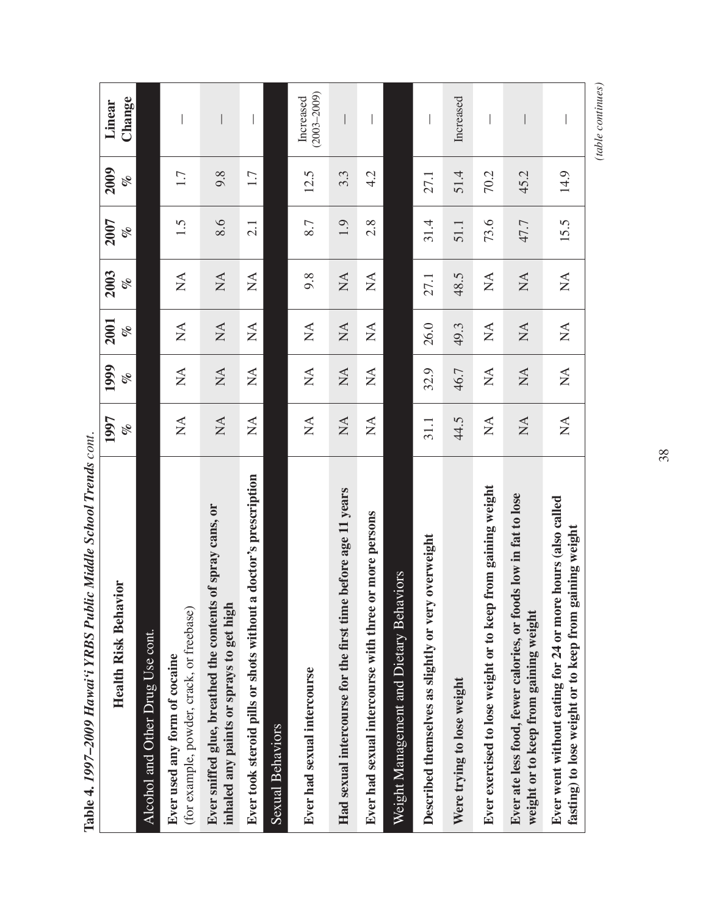**Table 4. *1997–2009 Hawai'i YRBS Public Middle School Trends cont.***

| Health Risk Behavior | 1997 % | 1999 % | 2001 % | 2003 % | 2007 % | 2009 % | Linear Change |
|---|---|---|---|---|---|---|---|
| Alcohol and Other Drug Use cont. | | | | | | | |
| **Ever used any form of cocaine** (for example, powder, crack, or freebase) | NA | NA | NA | NA | 1.5 | 1.7 | — |
| **Ever sniffed glue, breathed the contents of spray cans, or inhaled any paints or sprays to get high** | NA | NA | NA | NA | 8.6 | 9.8 | — |
| **Ever took steroid pills or shots without a doctor's prescription** | NA | NA | NA | NA | 2.1 | 1.7 | — |
| Sexual Behaviors | | | | | | | |
| **Ever had sexual intercourse** | NA | NA | NA | 9.8 | 8.7 | 12.5 | Increased (2003–2009) |
| **Had sexual intercourse for the first time before age 11 years** | NA | NA | NA | NA | 1.9 | 3.3 | — |
| **Ever had sexual intercourse with three or more persons** | NA | NA | NA | NA | 2.8 | 4.2 | — |
| Weight Management and Dietary Behaviors | | | | | | | |
| **Described themselves as slightly or very overweight** | 31.1 | 32.9 | 26.0 | 27.1 | 31.4 | 27.1 | — |
| **Were trying to lose weight** | 44.5 | 46.7 | 49.3 | 48.5 | 51.1 | 51.4 | Increased |
| **Ever exercised to lose weight or to keep from gaining weight** | NA | NA | NA | NA | 73.6 | 70.2 | — |
| **Ever ate less food, fewer calories, or foods low in fat to lose weight or to keep from gaining weight** | NA | NA | NA | NA | 47.7 | 45.2 | — |
| **Ever went without eating for 24 or more hours (also called fasting) to lose weight or to keep from gaining weight** | NA | NA | NA | NA | 15.5 | 14.9 | — |

*(table continues)*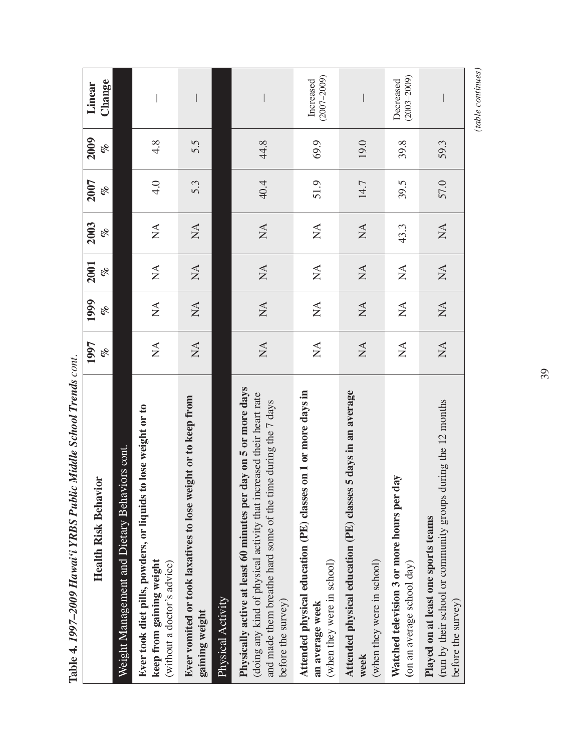**Table 4. 1997–2009 Hawai'i YRBS Public Middle School Trends** *cont.*

| Health Risk Behavior | 1997 % | 1999 % | 2001 % | 2003 % | 2007 % | 2009 % | Linear Change |
|---|---|---|---|---|---|---|---|
| Weight Management and Dietary Behaviors cont. | | | | | | | |
| **Ever took diet pills, powders, or liquids to lose weight or to keep from gaining weight** (without a doctor's advice) | NA | NA | NA | NA | 4.0 | 4.8 | — |
| **Ever vomited or took laxatives to lose weight or to keep from gaining weight** | NA | NA | NA | NA | 5.3 | 5.5 | — |
| Physical Activity | | | | | | | |
| **Physically active at least 60 minutes per day on 5 or more days** (doing any kind of physical activity that increased their heart rate and made them breathe hard some of the time during the 7 days before the survey) | NA | NA | NA | NA | 40.4 | 44.8 | — |
| **Attended physical education (PE) classes on 1 or more days in an average week** (when they were in school) | NA | NA | NA | NA | 51.9 | 69.9 | Increased (2007–2009) |
| **Attended physical education (PE) classes 5 days in an average week** (when they were in school) | NA | NA | NA | NA | 14.7 | 19.0 | — |
| **Watched television 3 or more hours per day** (on an average school day) | NA | NA | NA | 43.3 | 39.5 | 39.8 | Decreased (2003–2009) |
| **Played on at least one sports teams** (run by their school or community groups during the 12 months before the survey) | NA | NA | NA | NA | 57.0 | 59.3 | — |

*(table continues)*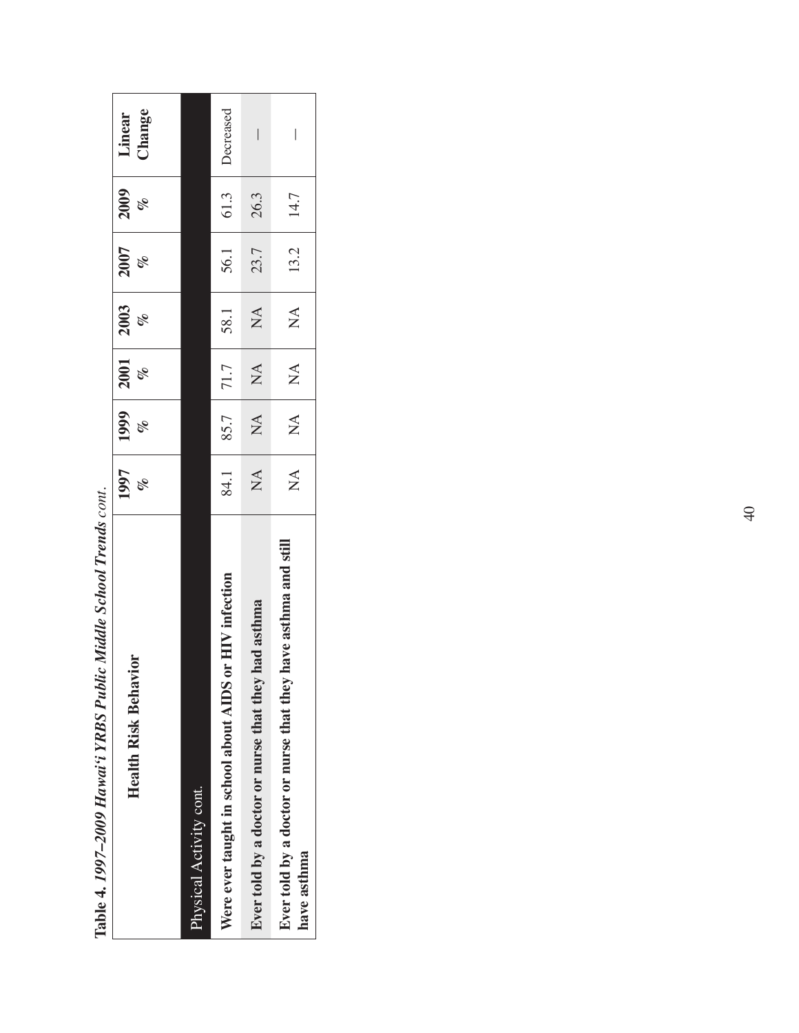**Table 4.** ***1997–2009 Hawai'i YRBS Public Middle School Trends*** *cont.*

| Health Risk Behavior | 1997 % | 1999 % | 2001 % | 2003 % | 2007 % | 2009 % | Linear Change |
|---|---|---|---|---|---|---|---|
| Physical Activity cont. | | | | | | | |
| **Were ever taught in school about AIDS or HIV infection** | 84.1 | 85.7 | 71.7 | 58.1 | 56.1 | 61.3 | Decreased |
| **Ever told by a doctor or nurse that they had asthma** | NA | NA | NA | NA | 23.7 | 26.3 | — |
| **Ever told by a doctor or nurse that they have asthma and still have asthma** | NA | NA | NA | NA | 13.2 | 14.7 | — |